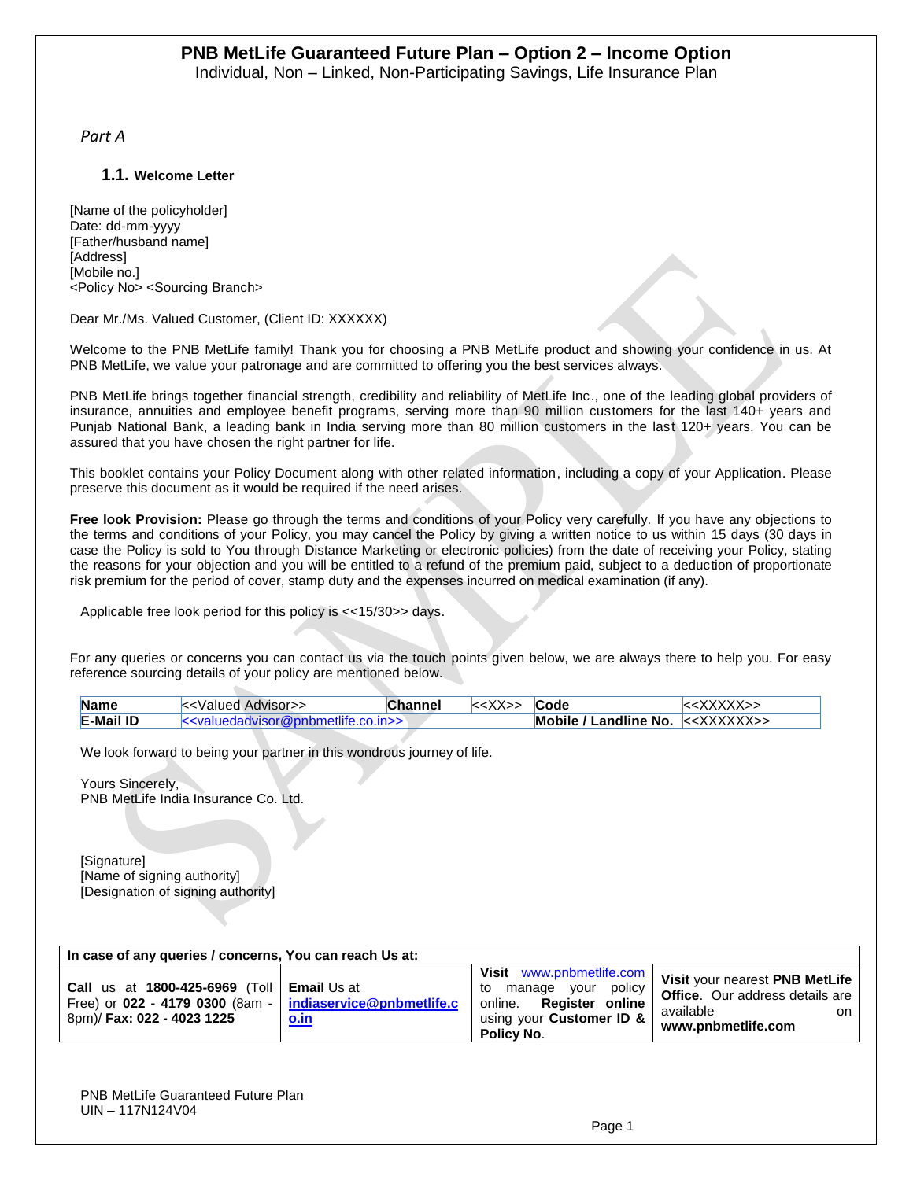# PNB MetLife Guaranteed Future Plan – Option 2 – Income Option

Individual, Non – Linked, Non-Participating Savings, Life Insurance Plan

*Part A*

### 1.1. Welcome Letter

[Name of the policyholder]
Date: dd-mm-yyyy
[Father/husband name]
[Address]
[Mobile no.]
<Policy No> <Sourcing Branch>

Dear Mr./Ms. Valued Customer, (Client ID: XXXXXX)

Welcome to the PNB MetLife family! Thank you for choosing a PNB MetLife product and showing your confidence in us. At PNB MetLife, we value your patronage and are committed to offering you the best services always.

PNB MetLife brings together financial strength, credibility and reliability of MetLife Inc., one of the leading global providers of insurance, annuities and employee benefit programs, serving more than 90 million customers for the last 140+ years and Punjab National Bank, a leading bank in India serving more than 80 million customers in the last 120+ years. You can be assured that you have chosen the right partner for life.

This booklet contains your Policy Document along with other related information, including a copy of your Application. Please preserve this document as it would be required if the need arises.

**Free look Provision:** Please go through the terms and conditions of your Policy very carefully. If you have any objections to the terms and conditions of your Policy, you may cancel the Policy by giving a written notice to us within 15 days (30 days in case the Policy is sold to You through Distance Marketing or electronic policies) from the date of receiving your Policy, stating the reasons for your objection and you will be entitled to a refund of the premium paid, subject to a deduction of proportionate risk premium for the period of cover, stamp duty and the expenses incurred on medical examination (if any).

Applicable free look period for this policy is <<15/30>> days.

For any queries or concerns you can contact us via the touch points given below, we are always there to help you. For easy reference sourcing details of your policy are mentioned below.

| **Name** | <<Valued Advisor>> | **Channel** | <<XX>> | **Code** | <<XXXXX>> |
|---|---|---|---|---|---|
| **E-Mail ID** | <<valuedadvisor@pnbmetlife.co.in>> | | | **Mobile / Landline No.** | <<XXXXXX>> |

We look forward to being your partner in this wondrous journey of life.

Yours Sincerely,
PNB MetLife India Insurance Co. Ltd.

[Signature]
[Name of signing authority]
[Designation of signing authority]

| **In case of any queries / concerns, You can reach Us at:** | | | |
|---|---|---|---|
| **Call** us at **1800-425-6969** (Toll Free) or **022 - 4179 0300** (8am - 8pm)/ **Fax: 022 - 4023 1225** | **Email** Us at **indiaservice@pnbmetlife.co.in** | **Visit** www.pnbmetlife.com to manage your policy online. **Register online** using your **Customer ID & Policy No**. | **Visit** your nearest **PNB MetLife Office**. Our address details are available on **www.pnbmetlife.com** |

PNB MetLife Guaranteed Future Plan
UIN – 117N124V04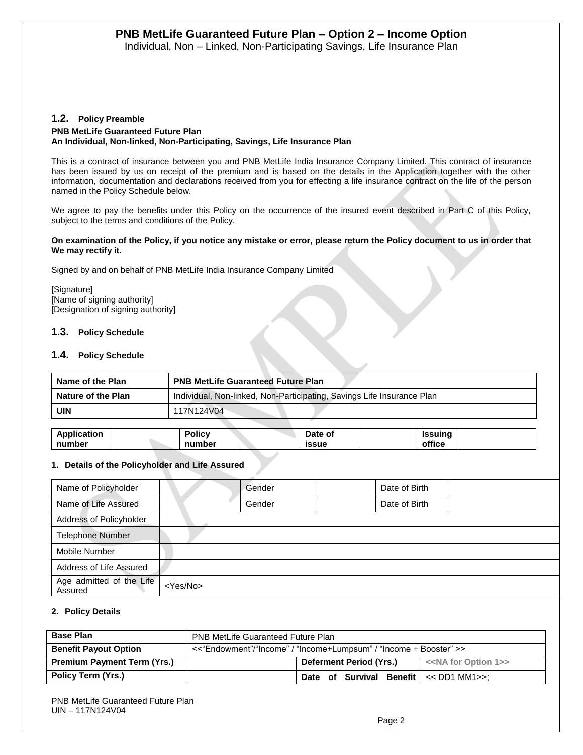# PNB MetLife Guaranteed Future Plan – Option 2 – Income Option

Individual, Non – Linked, Non-Participating Savings, Life Insurance Plan

## 1.2. Policy Preamble

**PNB MetLife Guaranteed Future Plan**
**An Individual, Non-linked, Non-Participating, Savings, Life Insurance Plan**

This is a contract of insurance between you and PNB MetLife India Insurance Company Limited. This contract of insurance has been issued by us on receipt of the premium and is based on the details in the Application together with the other information, documentation and declarations received from you for effecting a life insurance contract on the life of the person named in the Policy Schedule below.

We agree to pay the benefits under this Policy on the occurrence of the insured event described in Part C of this Policy, subject to the terms and conditions of the Policy.

**On examination of the Policy, if you notice any mistake or error, please return the Policy document to us in order that We may rectify it.**

Signed by and on behalf of PNB MetLife India Insurance Company Limited

[Signature]
[Name of signing authority]
[Designation of signing authority]

## 1.3. Policy Schedule

## 1.4. Policy Schedule

| Name of the Plan | PNB MetLife Guaranteed Future Plan |
|---|---|
| Nature of the Plan | Individual, Non-linked, Non-Participating, Savings Life Insurance Plan |
| UIN | 117N124V04 |

| Application number | | Policy number | | Date of issue | | Issuing office | |
|---|---|---|---|---|---|---|---|

### 1. Details of the Policyholder and Life Assured

| Name of Policyholder | | Gender | | Date of Birth | |
|---|---|---|---|---|---|
| Name of Life Assured | | Gender | | Date of Birth | |
| Address of Policyholder | | | | | |
| Telephone Number | | | | | |
| Mobile Number | | | | | |
| Address of Life Assured | | | | | |
| Age admitted of the Life Assured | <Yes/No> | | | | |

### 2. Policy Details

| Base Plan | PNB MetLife Guaranteed Future Plan | | |
|---|---|---|---|
| Benefit Payout Option | <<"Endowment"/"Income" / "Income+Lumpsum" / "Income + Booster" >> | | |
| Premium Payment Term (Yrs.) | | Deferment Period (Yrs.) | <<NA for Option 1>> |
| Policy Term (Yrs.) | | Date of Survival Benefit | << DD1 MM1>>; |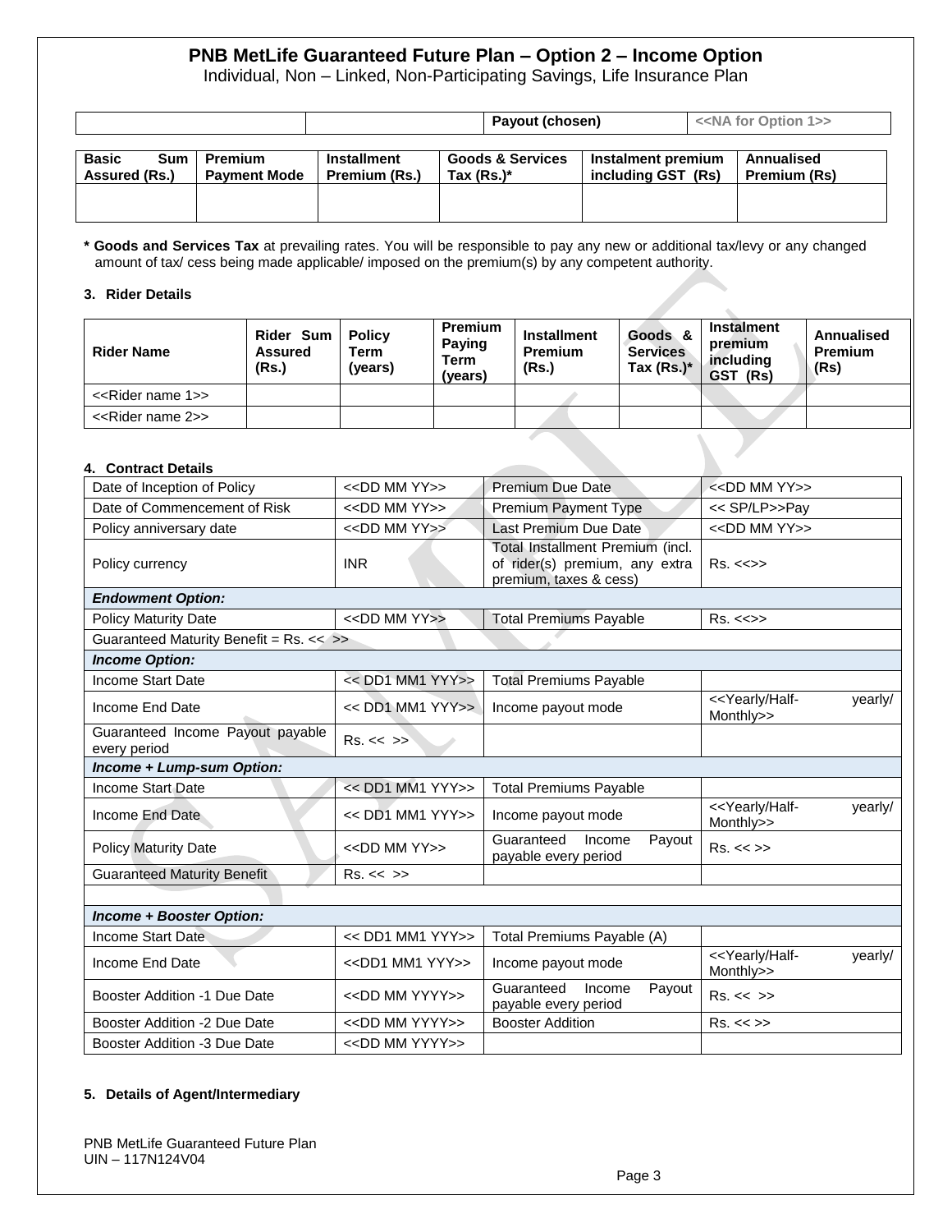# PNB MetLife Guaranteed Future Plan – Option 2 – Income Option

Individual, Non – Linked, Non-Participating Savings, Life Insurance Plan

| | | Payout (chosen) | <<NA for Option 1>> |
|---|---|---|---|

| Basic Sum Assured (Rs.) | Premium Payment Mode | Installment Premium (Rs.) | Goods & Services Tax (Rs.)* | Instalment premium including GST (Rs) | Annualised Premium (Rs) |
|---|---|---|---|---|---|
| | | | | | |

**\* Goods and Services Tax** at prevailing rates. You will be responsible to pay any new or additional tax/levy or any changed amount of tax/ cess being made applicable/ imposed on the premium(s) by any competent authority.

### 3. Rider Details

| Rider Name | Rider Sum Assured (Rs.) | Policy Term (years) | Premium Paying Term (years) | Installment Premium (Rs.) | Goods & Services Tax (Rs.)* | Instalment premium including GST (Rs) | Annualised Premium (Rs) |
|---|---|---|---|---|---|---|---|
| <<Rider name 1>> | | | | | | | |
| <<Rider name 2>> | | | | | | | |

### 4. Contract Details

| | | | |
|---|---|---|---|
| Date of Inception of Policy | <<DD MM YY>> | Premium Due Date | <<DD MM YY>> |
| Date of Commencement of Risk | <<DD MM YY>> | Premium Payment Type | << SP/LP>>Pay |
| Policy anniversary date | <<DD MM YY>> | Last Premium Due Date | <<DD MM YY>> |
| Policy currency | INR | Total Installment Premium (incl. of rider(s) premium, any extra premium, taxes & cess) | Rs. <<>> |
| ***Endowment Option:*** | | | |
| Policy Maturity Date | <<DD MM YY>> | Total Premiums Payable | Rs. <<>> |
| Guaranteed Maturity Benefit = Rs. << >> | | | |
| ***Income Option:*** | | | |
| Income Start Date | << DD1 MM1 YYY>> | Total Premiums Payable | |
| Income End Date | << DD1 MM1 YYY>> | Income payout mode | <<Yearly/Half- yearly/ Monthly>> |
| Guaranteed Income Payout payable every period | Rs. << >> | | |
| ***Income + Lump-sum Option:*** | | | |
| Income Start Date | << DD1 MM1 YYY>> | Total Premiums Payable | |
| Income End Date | << DD1 MM1 YYY>> | Income payout mode | <<Yearly/Half- yearly/ Monthly>> |
| Policy Maturity Date | <<DD MM YY>> | Guaranteed Income Payout payable every period | Rs. << >> |
| Guaranteed Maturity Benefit | Rs. << >> | | |
| | | | |
| ***Income + Booster Option:*** | | | |
| Income Start Date | << DD1 MM1 YYY>> | Total Premiums Payable (A) | |
| Income End Date | <<DD1 MM1 YYY>> | Income payout mode | <<Yearly/Half- yearly/ Monthly>> |
| Booster Addition -1 Due Date | <<DD MM YYYY>> | Guaranteed Income Payout payable every period | Rs. << >> |
| Booster Addition -2 Due Date | <<DD MM YYYY>> | Booster Addition | Rs. << >> |
| Booster Addition -3 Due Date | <<DD MM YYYY>> | | |

### 5. Details of Agent/Intermediary

PNB MetLife Guaranteed Future Plan
UIN – 117N124V04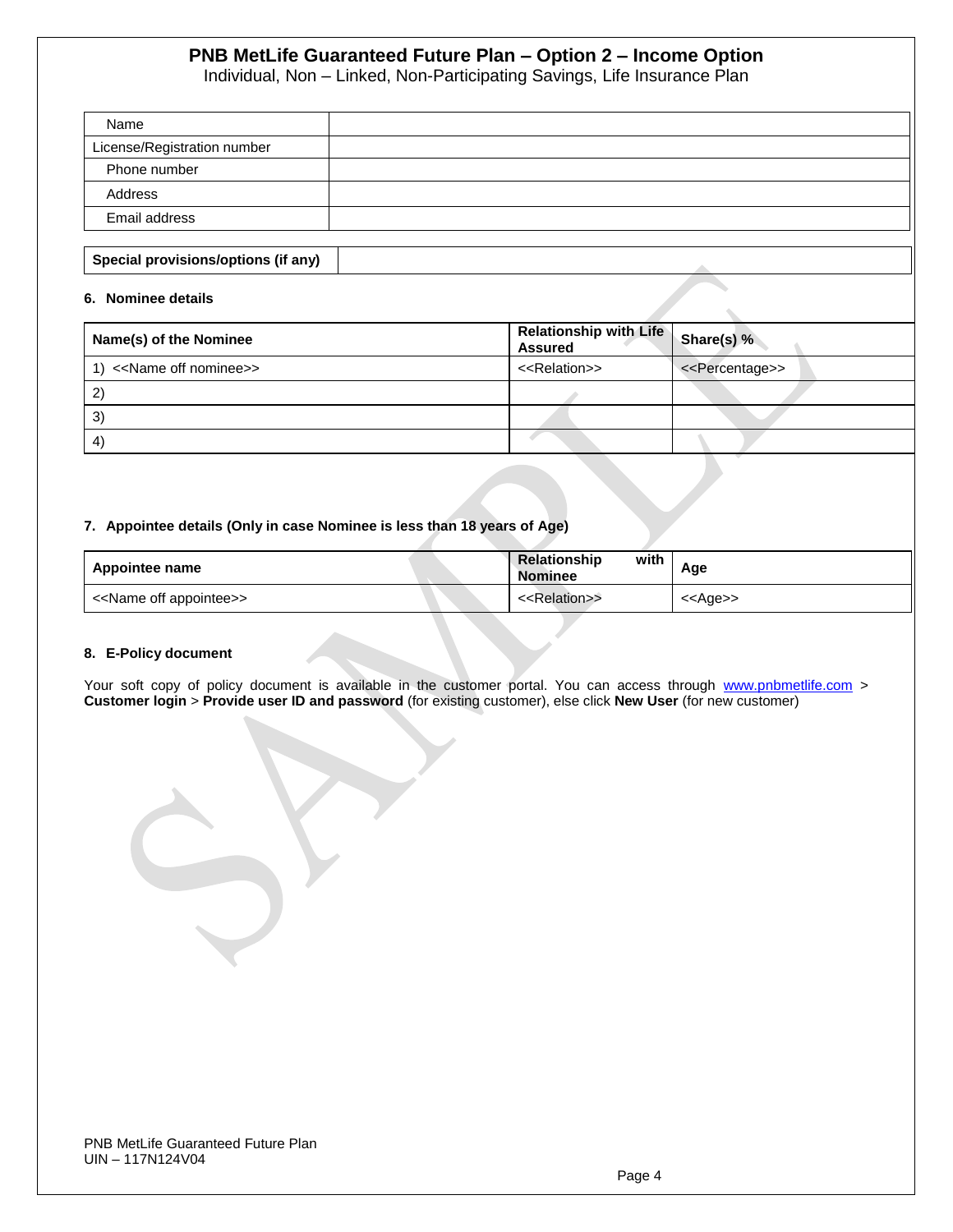| Name | |
|---|---|
| License/Registration number | |
| Phone number | |
| Address | |
| Email address | |

| **Special provisions/options (if any)** | |
|---|---|

**6. Nominee details**

| **Name(s) of the Nominee** | **Relationship with Life Assured** | **Share(s) %** |
|---|---|---|
| 1) <<Name off nominee>> | <<Relation>> | <<Percentage>> |
| 2) | | |
| 3) | | |
| 4) | | |

**7. Appointee details (Only in case Nominee is less than 18 years of Age)**

| **Appointee name** | **Relationship with Nominee** | **Age** |
|---|---|---|
| <<Name off appointee>> | <<Relation>> | <<Age>> |

**8. E-Policy document**

Your soft copy of policy document is available in the customer portal. You can access through www.pnbmetlife.com > **Customer login** > **Provide user ID and password** (for existing customer), else click **New User** (for new customer)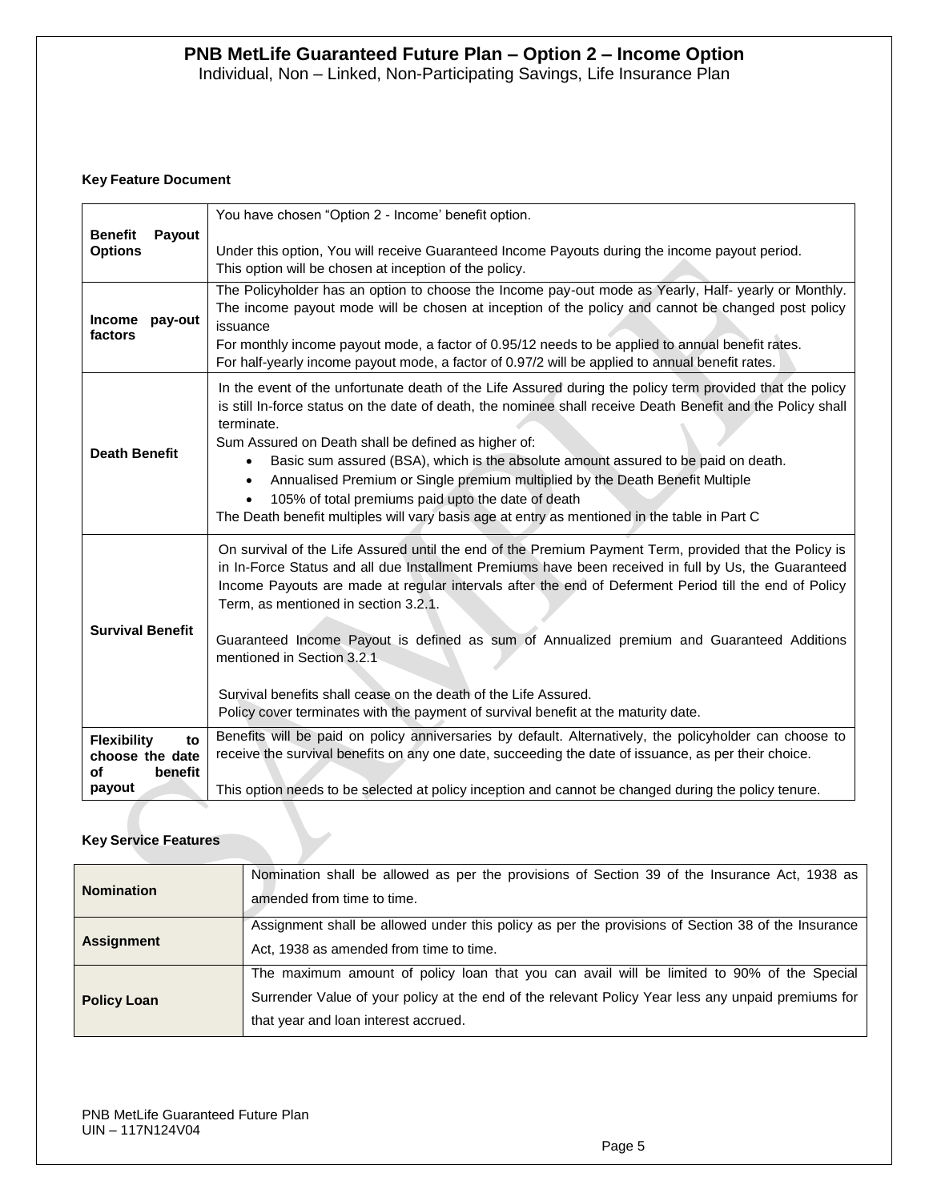# PNB MetLife Guaranteed Future Plan – Option 2 – Income Option

Individual, Non – Linked, Non-Participating Savings, Life Insurance Plan

**Key Feature Document**

| | |
|---|---|
| **Benefit Payout Options** | You have chosen "Option 2 - Income' benefit option.<br><br>Under this option, You will receive Guaranteed Income Payouts during the income payout period.<br>This option will be chosen at inception of the policy. |
| **Income pay-out factors** | The Policyholder has an option to choose the Income pay-out mode as Yearly, Half- yearly or Monthly. The income payout mode will be chosen at inception of the policy and cannot be changed post policy issuance<br>For monthly income payout mode, a factor of 0.95/12 needs to be applied to annual benefit rates.<br>For half-yearly income payout mode, a factor of 0.97/2 will be applied to annual benefit rates. |
| **Death Benefit** | In the event of the unfortunate death of the Life Assured during the policy term provided that the policy is still In-force status on the date of death, the nominee shall receive Death Benefit and the Policy shall terminate.<br>Sum Assured on Death shall be defined as higher of:<br>• Basic sum assured (BSA), which is the absolute amount assured to be paid on death.<br>• Annualised Premium or Single premium multiplied by the Death Benefit Multiple<br>• 105% of total premiums paid upto the date of death<br>The Death benefit multiples will vary basis age at entry as mentioned in the table in Part C |
| **Survival Benefit** | On survival of the Life Assured until the end of the Premium Payment Term, provided that the Policy is in In-Force Status and all due Installment Premiums have been received in full by Us, the Guaranteed Income Payouts are made at regular intervals after the end of Deferment Period till the end of Policy Term, as mentioned in section 3.2.1.<br><br>Guaranteed Income Payout is defined as sum of Annualized premium and Guaranteed Additions mentioned in Section 3.2.1<br><br>Survival benefits shall cease on the death of the Life Assured.<br>Policy cover terminates with the payment of survival benefit at the maturity date. |
| **Flexibility to choose the date of benefit payout** | Benefits will be paid on policy anniversaries by default. Alternatively, the policyholder can choose to receive the survival benefits on any one date, succeeding the date of issuance, as per their choice.<br><br>This option needs to be selected at policy inception and cannot be changed during the policy tenure. |

**Key Service Features**

| | |
|---|---|
| **Nomination** | Nomination shall be allowed as per the provisions of Section 39 of the Insurance Act, 1938 as amended from time to time. |
| **Assignment** | Assignment shall be allowed under this policy as per the provisions of Section 38 of the Insurance Act, 1938 as amended from time to time. |
| **Policy Loan** | The maximum amount of policy loan that you can avail will be limited to 90% of the Special Surrender Value of your policy at the end of the relevant Policy Year less any unpaid premiums for that year and loan interest accrued. |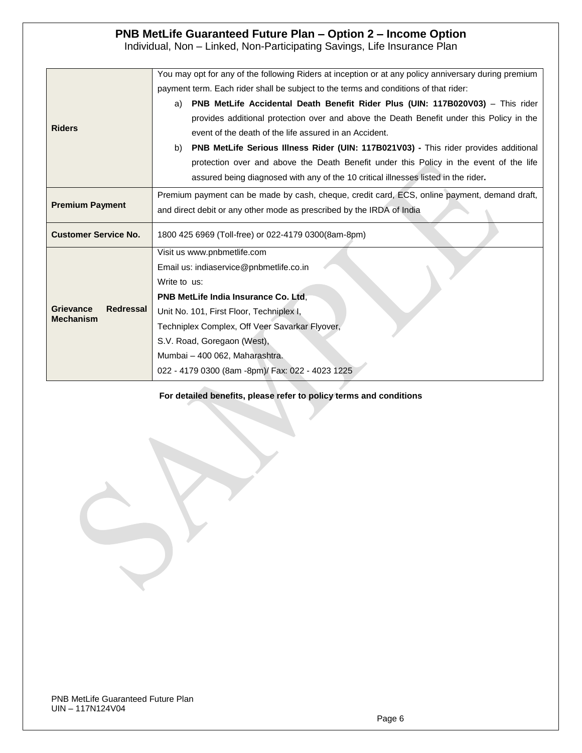# PNB MetLife Guaranteed Future Plan – Option 2 – Income Option

Individual, Non – Linked, Non-Participating Savings, Life Insurance Plan

| | |
|---|---|
| **Riders** | You may opt for any of the following Riders at inception or at any policy anniversary during premium payment term. Each rider shall be subject to the terms and conditions of that rider:<br>a) **PNB MetLife Accidental Death Benefit Rider Plus (UIN: 117B020V03)** – This rider provides additional protection over and above the Death Benefit under this Policy in the event of the death of the life assured in an Accident.<br>b) **PNB MetLife Serious Illness Rider (UIN: 117B021V03) -** This rider provides additional protection over and above the Death Benefit under this Policy in the event of the life assured being diagnosed with any of the 10 critical illnesses listed in the rider**.** |
| **Premium Payment** | Premium payment can be made by cash, cheque, credit card, ECS, online payment, demand draft, and direct debit or any other mode as prescribed by the IRDA of India |
| **Customer Service No.** | 1800 425 6969 (Toll-free) or 022-4179 0300(8am-8pm) |
| **Grievance Redressal Mechanism** | Visit us www.pnbmetlife.com<br>Email us: indiaservice@pnbmetlife.co.in<br>Write to us:<br>**PNB MetLife India Insurance Co. Ltd**,<br>Unit No. 101, First Floor, Techniplex I,<br>Techniplex Complex, Off Veer Savarkar Flyover,<br>S.V. Road, Goregaon (West),<br>Mumbai – 400 062, Maharashtra.<br>022 - 4179 0300 (8am -8pm)/ Fax: 022 - 4023 1225 |

**For detailed benefits, please refer to policy terms and conditions**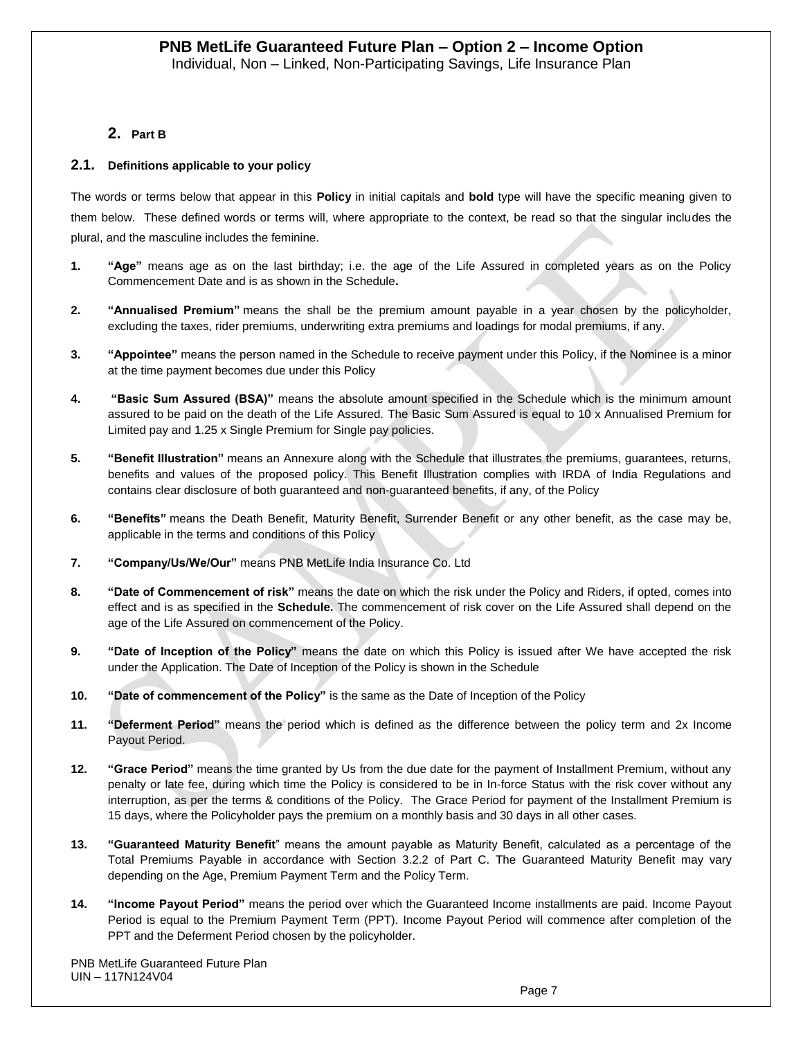## 2. Part B

### 2.1. Definitions applicable to your policy

The words or terms below that appear in this **Policy** in initial capitals and **bold** type will have the specific meaning given to them below. These defined words or terms will, where appropriate to the context, be read so that the singular includes the plural, and the masculine includes the feminine.

1. **"Age"** means age as on the last birthday; i.e. the age of the Life Assured in completed years as on the Policy Commencement Date and is as shown in the Schedule**.**
2. **"Annualised Premium"** means the shall be the premium amount payable in a year chosen by the policyholder, excluding the taxes, rider premiums, underwriting extra premiums and loadings for modal premiums, if any.
3. **"Appointee"** means the person named in the Schedule to receive payment under this Policy, if the Nominee is a minor at the time payment becomes due under this Policy
4. **"Basic Sum Assured (BSA)"** means the absolute amount specified in the Schedule which is the minimum amount assured to be paid on the death of the Life Assured. The Basic Sum Assured is equal to 10 x Annualised Premium for Limited pay and 1.25 x Single Premium for Single pay policies.
5. **"Benefit Illustration"** means an Annexure along with the Schedule that illustrates the premiums, guarantees, returns, benefits and values of the proposed policy. This Benefit Illustration complies with IRDA of India Regulations and contains clear disclosure of both guaranteed and non-guaranteed benefits, if any, of the Policy
6. **"Benefits"** means the Death Benefit, Maturity Benefit, Surrender Benefit or any other benefit, as the case may be, applicable in the terms and conditions of this Policy
7. **"Company/Us/We/Our"** means PNB MetLife India Insurance Co. Ltd
8. **"Date of Commencement of risk"** means the date on which the risk under the Policy and Riders, if opted, comes into effect and is as specified in the **Schedule.** The commencement of risk cover on the Life Assured shall depend on the age of the Life Assured on commencement of the Policy.
9. **"Date of Inception of the Policy"** means the date on which this Policy is issued after We have accepted the risk under the Application. The Date of Inception of the Policy is shown in the Schedule
10. **"Date of commencement of the Policy"** is the same as the Date of Inception of the Policy
11. **"Deferment Period"** means the period which is defined as the difference between the policy term and 2x Income Payout Period.
12. **"Grace Period"** means the time granted by Us from the due date for the payment of Installment Premium, without any penalty or late fee, during which time the Policy is considered to be in In-force Status with the risk cover without any interruption, as per the terms & conditions of the Policy. The Grace Period for payment of the Installment Premium is 15 days, where the Policyholder pays the premium on a monthly basis and 30 days in all other cases.
13. **"Guaranteed Maturity Benefit"** means the amount payable as Maturity Benefit, calculated as a percentage of the Total Premiums Payable in accordance with Section 3.2.2 of Part C. The Guaranteed Maturity Benefit may vary depending on the Age, Premium Payment Term and the Policy Term.
14. **"Income Payout Period"** means the period over which the Guaranteed Income installments are paid. Income Payout Period is equal to the Premium Payment Term (PPT). Income Payout Period will commence after completion of the PPT and the Deferment Period chosen by the policyholder.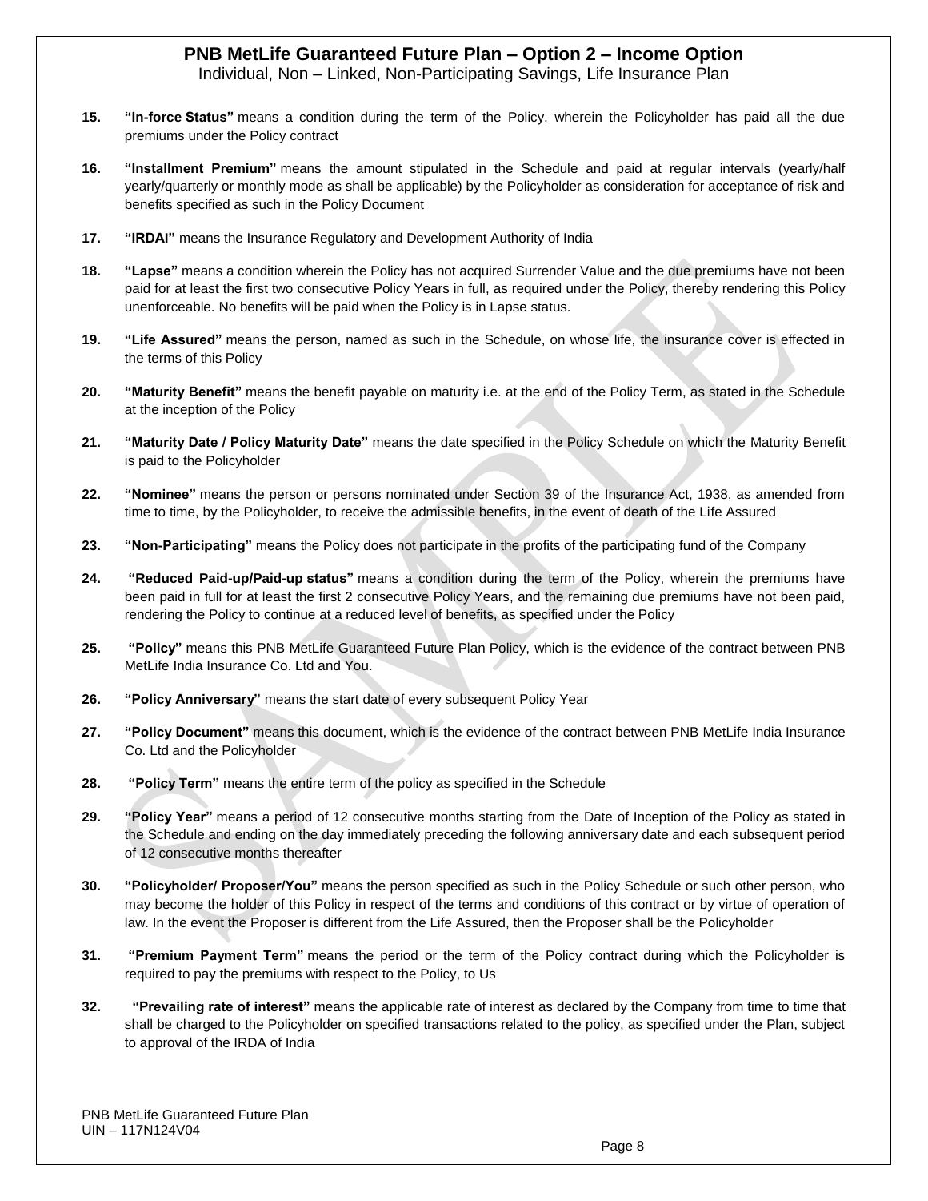15. **"In-force Status"** means a condition during the term of the Policy, wherein the Policyholder has paid all the due premiums under the Policy contract

16. **"Installment Premium"** means the amount stipulated in the Schedule and paid at regular intervals (yearly/half yearly/quarterly or monthly mode as shall be applicable) by the Policyholder as consideration for acceptance of risk and benefits specified as such in the Policy Document

17. **"IRDAI"** means the Insurance Regulatory and Development Authority of India

18. **"Lapse"** means a condition wherein the Policy has not acquired Surrender Value and the due premiums have not been paid for at least the first two consecutive Policy Years in full, as required under the Policy, thereby rendering this Policy unenforceable. No benefits will be paid when the Policy is in Lapse status.

19. **"Life Assured"** means the person, named as such in the Schedule, on whose life, the insurance cover is effected in the terms of this Policy

20. **"Maturity Benefit"** means the benefit payable on maturity i.e. at the end of the Policy Term, as stated in the Schedule at the inception of the Policy

21. **"Maturity Date / Policy Maturity Date"** means the date specified in the Policy Schedule on which the Maturity Benefit is paid to the Policyholder

22. **"Nominee"** means the person or persons nominated under Section 39 of the Insurance Act, 1938, as amended from time to time, by the Policyholder, to receive the admissible benefits, in the event of death of the Life Assured

23. **"Non-Participating"** means the Policy does not participate in the profits of the participating fund of the Company

24. **"Reduced Paid-up/Paid-up status"** means a condition during the term of the Policy, wherein the premiums have been paid in full for at least the first 2 consecutive Policy Years, and the remaining due premiums have not been paid, rendering the Policy to continue at a reduced level of benefits, as specified under the Policy

25. **"Policy"** means this PNB MetLife Guaranteed Future Plan Policy, which is the evidence of the contract between PNB MetLife India Insurance Co. Ltd and You.

26. **"Policy Anniversary"** means the start date of every subsequent Policy Year

27. **"Policy Document"** means this document, which is the evidence of the contract between PNB MetLife India Insurance Co. Ltd and the Policyholder

28. **"Policy Term"** means the entire term of the policy as specified in the Schedule

29. **"Policy Year"** means a period of 12 consecutive months starting from the Date of Inception of the Policy as stated in the Schedule and ending on the day immediately preceding the following anniversary date and each subsequent period of 12 consecutive months thereafter

30. **"Policyholder/ Proposer/You"** means the person specified as such in the Policy Schedule or such other person, who may become the holder of this Policy in respect of the terms and conditions of this contract or by virtue of operation of law. In the event the Proposer is different from the Life Assured, then the Proposer shall be the Policyholder

31. **"Premium Payment Term"** means the period or the term of the Policy contract during which the Policyholder is required to pay the premiums with respect to the Policy, to Us

32. **"Prevailing rate of interest"** means the applicable rate of interest as declared by the Company from time to time that shall be charged to the Policyholder on specified transactions related to the policy, as specified under the Plan, subject to approval of the IRDA of India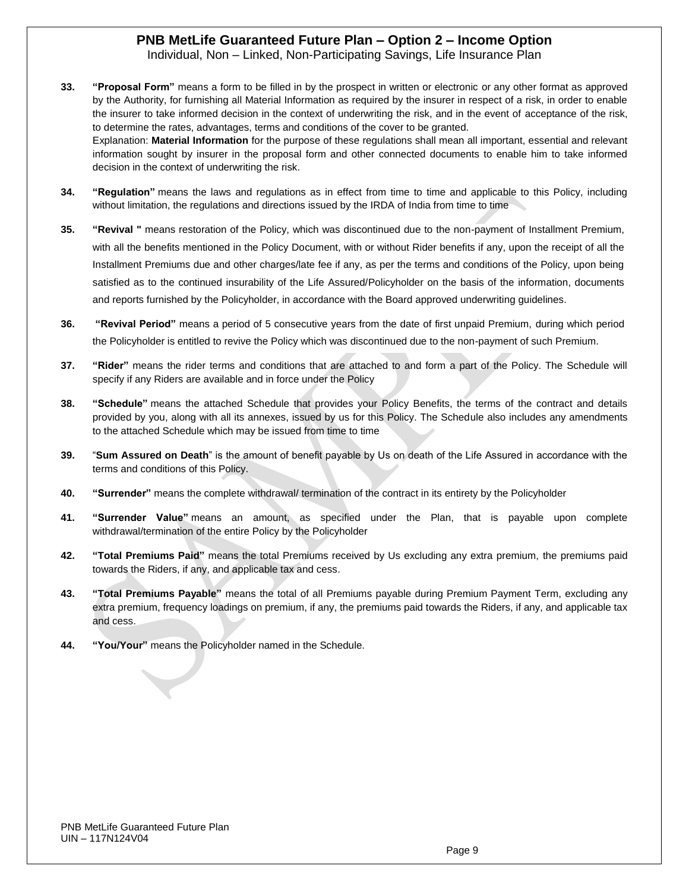**33.** **"Proposal Form"** means a form to be filled in by the prospect in written or electronic or any other format as approved by the Authority, for furnishing all Material Information as required by the insurer in respect of a risk, in order to enable the insurer to take informed decision in the context of underwriting the risk, and in the event of acceptance of the risk, to determine the rates, advantages, terms and conditions of the cover to be granted.
Explanation: **Material Information** for the purpose of these regulations shall mean all important, essential and relevant information sought by insurer in the proposal form and other connected documents to enable him to take informed decision in the context of underwriting the risk.

**34.** **"Regulation"** means the laws and regulations as in effect from time to time and applicable to this Policy, including without limitation, the regulations and directions issued by the IRDA of India from time to time

**35.** **"Revival "** means restoration of the Policy, which was discontinued due to the non-payment of Installment Premium, with all the benefits mentioned in the Policy Document, with or without Rider benefits if any, upon the receipt of all the Installment Premiums due and other charges/late fee if any, as per the terms and conditions of the Policy, upon being satisfied as to the continued insurability of the Life Assured/Policyholder on the basis of the information, documents and reports furnished by the Policyholder, in accordance with the Board approved underwriting guidelines.

**36.** **"Revival Period"** means a period of 5 consecutive years from the date of first unpaid Premium, during which period the Policyholder is entitled to revive the Policy which was discontinued due to the non-payment of such Premium.

**37.** **"Rider"** means the rider terms and conditions that are attached to and form a part of the Policy. The Schedule will specify if any Riders are available and in force under the Policy

**38.** **"Schedule"** means the attached Schedule that provides your Policy Benefits, the terms of the contract and details provided by you, along with all its annexes, issued by us for this Policy. The Schedule also includes any amendments to the attached Schedule which may be issued from time to time

**39.** "**Sum Assured on Death**" is the amount of benefit payable by Us on death of the Life Assured in accordance with the terms and conditions of this Policy.

**40.** **"Surrender"** means the complete withdrawal/ termination of the contract in its entirety by the Policyholder

**41.** **"Surrender Value"** means an amount, as specified under the Plan, that is payable upon complete withdrawal/termination of the entire Policy by the Policyholder

**42.** **"Total Premiums Paid"** means the total Premiums received by Us excluding any extra premium, the premiums paid towards the Riders, if any, and applicable tax and cess.

**43.** **"Total Premiums Payable"** means the total of all Premiums payable during Premium Payment Term, excluding any extra premium, frequency loadings on premium, if any, the premiums paid towards the Riders, if any, and applicable tax and cess.

**44.** **"You/Your"** means the Policyholder named in the Schedule.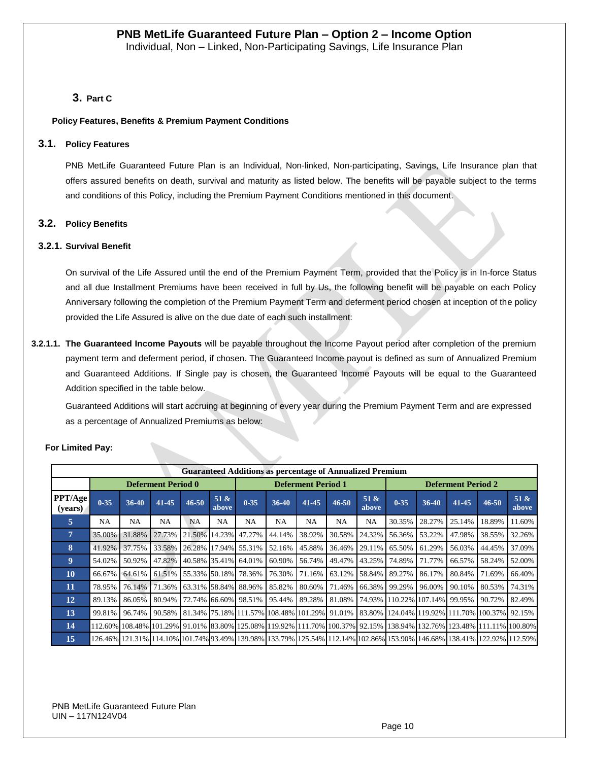# PNB MetLife Guaranteed Future Plan – Option 2 – Income Option

Individual, Non – Linked, Non-Participating Savings, Life Insurance Plan

## 3. Part C

### Policy Features, Benefits & Premium Payment Conditions

### 3.1. Policy Features

PNB MetLife Guaranteed Future Plan is an Individual, Non-linked, Non-participating, Savings, Life Insurance plan that offers assured benefits on death, survival and maturity as listed below. The benefits will be payable subject to the terms and conditions of this Policy, including the Premium Payment Conditions mentioned in this document.

### 3.2. Policy Benefits

#### 3.2.1. Survival Benefit

On survival of the Life Assured until the end of the Premium Payment Term, provided that the Policy is in In-force Status and all due Installment Premiums have been received in full by Us, the following benefit will be payable on each Policy Anniversary following the completion of the Premium Payment Term and deferment period chosen at inception of the policy provided the Life Assured is alive on the due date of each such installment:

**3.2.1.1. The Guaranteed Income Payouts** will be payable throughout the Income Payout period after completion of the premium payment term and deferment period, if chosen. The Guaranteed Income payout is defined as sum of Annualized Premium and Guaranteed Additions. If Single pay is chosen, the Guaranteed Income Payouts will be equal to the Guaranteed Addition specified in the table below.

Guaranteed Additions will start accruing at beginning of every year during the Premium Payment Term and are expressed as a percentage of Annualized Premiums as below:

**For Limited Pay:**

| Guaranteed Additions as percentage of Annualized Premium | | | | | | | | | | | | | | | |
|---|---|---|---|---|---|---|---|---|---|---|---|---|---|---|---|
| | Deferment Period 0 | | | | | Deferment Period 1 | | | | | Deferment Period 2 | | | | |
| PPT/Age (years) | 0-35 | 36-40 | 41-45 | 46-50 | 51 & above | 0-35 | 36-40 | 41-45 | 46-50 | 51 & above | 0-35 | 36-40 | 41-45 | 46-50 | 51 & above |
| 5 | NA | NA | NA | NA | NA | NA | NA | NA | NA | NA | 30.35% | 28.27% | 25.14% | 18.89% | 11.60% |
| 7 | 35.00% | 31.88% | 27.73% | 21.50% | 14.23% | 47.27% | 44.14% | 38.92% | 30.58% | 24.32% | 56.36% | 53.22% | 47.98% | 38.55% | 32.26% |
| 8 | 41.92% | 37.75% | 33.58% | 26.28% | 17.94% | 55.31% | 52.16% | 45.88% | 36.46% | 29.11% | 65.50% | 61.29% | 56.03% | 44.45% | 37.09% |
| 9 | 54.02% | 50.92% | 47.82% | 40.58% | 35.41% | 64.01% | 60.90% | 56.74% | 49.47% | 43.25% | 74.89% | 71.77% | 66.57% | 58.24% | 52.00% |
| 10 | 66.67% | 64.61% | 61.51% | 55.33% | 50.18% | 78.36% | 76.30% | 71.16% | 63.12% | 58.84% | 89.27% | 86.17% | 80.84% | 71.69% | 66.40% |
| 11 | 78.95% | 76.14% | 71.36% | 63.31% | 58.84% | 88.96% | 85.82% | 80.60% | 71.46% | 66.38% | 99.29% | 96.00% | 90.10% | 80.53% | 74.31% |
| 12 | 89.13% | 86.05% | 80.94% | 72.74% | 66.60% | 98.51% | 95.44% | 89.28% | 81.08% | 74.93% | 110.22% | 107.14% | 99.95% | 90.72% | 82.49% |
| 13 | 99.81% | 96.74% | 90.58% | 81.34% | 75.18% | 111.57% | 108.48% | 101.29% | 91.01% | 83.80% | 124.04% | 119.92% | 111.70% | 100.37% | 92.15% |
| 14 | 112.60% | 108.48% | 101.29% | 91.01% | 83.80% | 125.08% | 119.92% | 111.70% | 100.37% | 92.15% | 138.94% | 132.76% | 123.48% | 111.11% | 100.80% |
| 15 | 126.46% | 121.31% | 114.10% | 101.74% | 93.49% | 139.98% | 133.79% | 125.54% | 112.14% | 102.86% | 153.90% | 146.68% | 138.41% | 122.92% | 112.59% |

PNB MetLife Guaranteed Future Plan
UIN – 117N124V04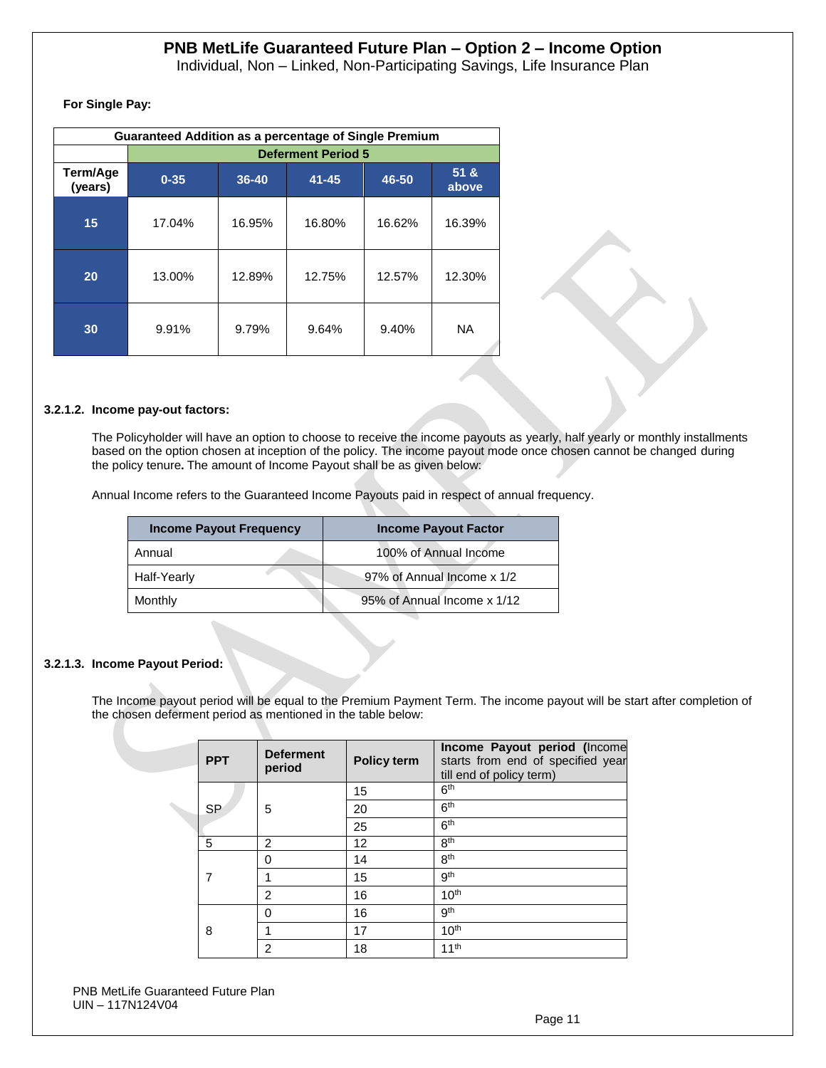**For Single Pay:**

| Guaranteed Addition as a percentage of Single Premium | | | | | |
|---|---|---|---|---|---|
| | Deferment Period 5 | | | | |
| Term/Age (years) | 0-35 | 36-40 | 41-45 | 46-50 | 51 & above |
| 15 | 17.04% | 16.95% | 16.80% | 16.62% | 16.39% |
| 20 | 13.00% | 12.89% | 12.75% | 12.57% | 12.30% |
| 30 | 9.91% | 9.79% | 9.64% | 9.40% | NA |

#### 3.2.1.2. Income pay-out factors:

The Policyholder will have an option to choose to receive the income payouts as yearly, half yearly or monthly installments based on the option chosen at inception of the policy. The income payout mode once chosen cannot be changed during the policy tenure**.** The amount of Income Payout shall be as given below:

Annual Income refers to the Guaranteed Income Payouts paid in respect of annual frequency.

| Income Payout Frequency | Income Payout Factor |
|---|---|
| Annual | 100% of Annual Income |
| Half-Yearly | 97% of Annual Income x 1/2 |
| Monthly | 95% of Annual Income x 1/12 |

#### 3.2.1.3. Income Payout Period:

The Income payout period will be equal to the Premium Payment Term. The income payout will be start after completion of the chosen deferment period as mentioned in the table below:

| PPT | Deferment period | Policy term | Income Payout period (Income starts from end of specified year till end of policy term) |
|---|---|---|---|
| SP | 5 | 15 | 6th |
| | | 20 | 6th |
| | | 25 | 6th |
| 5 | 2 | 12 | 8th |
| 7 | 0 | 14 | 8th |
| | 1 | 15 | 9th |
| | 2 | 16 | 10th |
| 8 | 0 | 16 | 9th |
| | 1 | 17 | 10th |
| | 2 | 18 | 11th |

PNB MetLife Guaranteed Future Plan
UIN – 117N124V04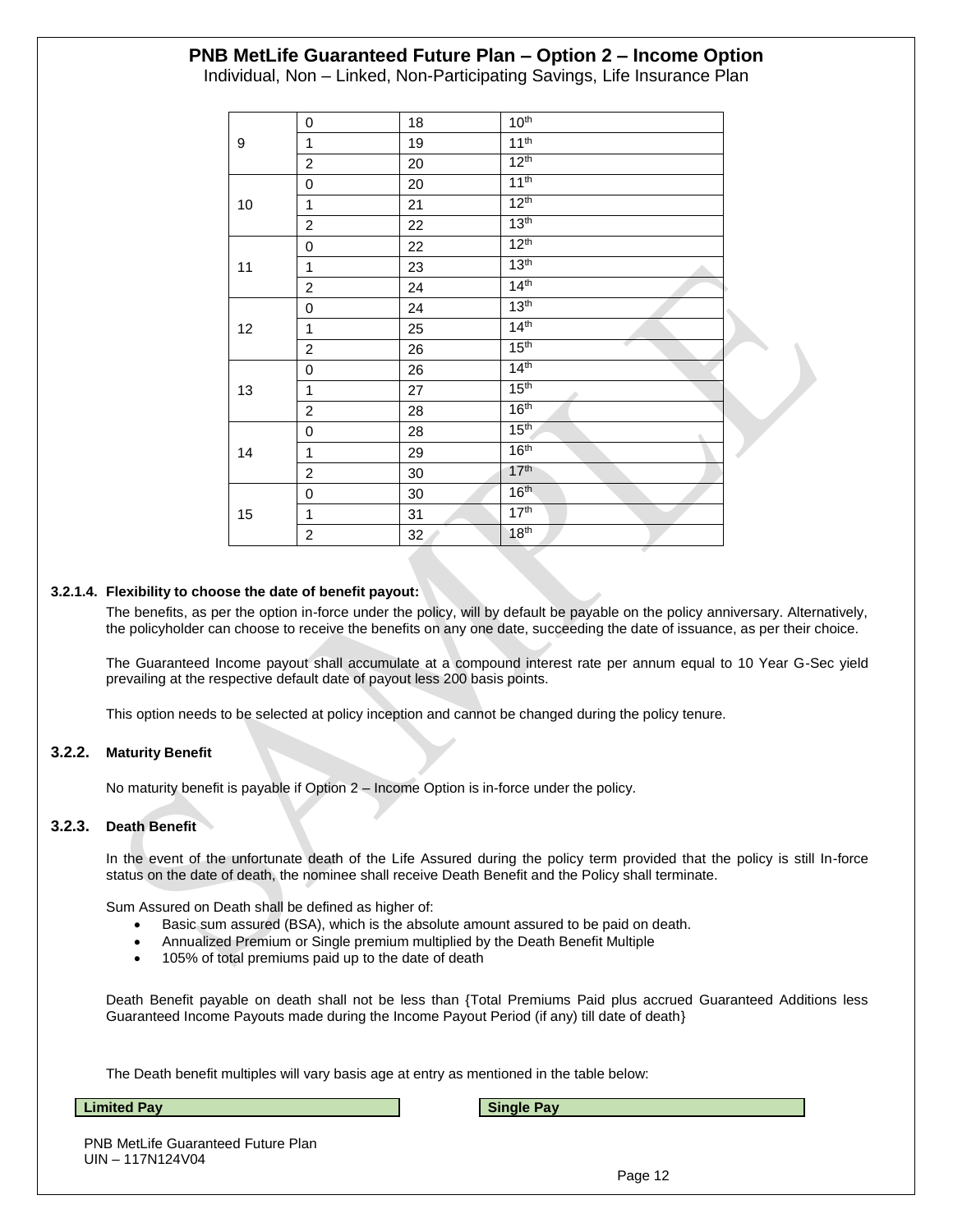| | | | |
|---|---|---|---|
| 9 | 0 | 18 | 10th |
| | 1 | 19 | 11th |
| | 2 | 20 | 12th |
| 10 | 0 | 20 | 11th |
| | 1 | 21 | 12th |
| | 2 | 22 | 13th |
| 11 | 0 | 22 | 12th |
| | 1 | 23 | 13th |
| | 2 | 24 | 14th |
| 12 | 0 | 24 | 13th |
| | 1 | 25 | 14th |
| | 2 | 26 | 15th |
| 13 | 0 | 26 | 14th |
| | 1 | 27 | 15th |
| | 2 | 28 | 16th |
| 14 | 0 | 28 | 15th |
| | 1 | 29 | 16th |
| | 2 | 30 | 17th |
| 15 | 0 | 30 | 16th |
| | 1 | 31 | 17th |
| | 2 | 32 | 18th |

#### 3.2.1.4. Flexibility to choose the date of benefit payout:

The benefits, as per the option in-force under the policy, will by default be payable on the policy anniversary. Alternatively, the policyholder can choose to receive the benefits on any one date, succeeding the date of issuance, as per their choice.

The Guaranteed Income payout shall accumulate at a compound interest rate per annum equal to 10 Year G-Sec yield prevailing at the respective default date of payout less 200 basis points.

This option needs to be selected at policy inception and cannot be changed during the policy tenure.

### 3.2.2. Maturity Benefit

No maturity benefit is payable if Option 2 – Income Option is in-force under the policy.

### 3.2.3. Death Benefit

In the event of the unfortunate death of the Life Assured during the policy term provided that the policy is still In-force status on the date of death, the nominee shall receive Death Benefit and the Policy shall terminate.

Sum Assured on Death shall be defined as higher of:

- Basic sum assured (BSA), which is the absolute amount assured to be paid on death.
- Annualized Premium or Single premium multiplied by the Death Benefit Multiple
- 105% of total premiums paid up to the date of death

Death Benefit payable on death shall not be less than {Total Premiums Paid plus accrued Guaranteed Additions less Guaranteed Income Payouts made during the Income Payout Period (if any) till date of death}

The Death benefit multiples will vary basis age at entry as mentioned in the table below:

| Limited Pay |
|---|

| Single Pay |
|---|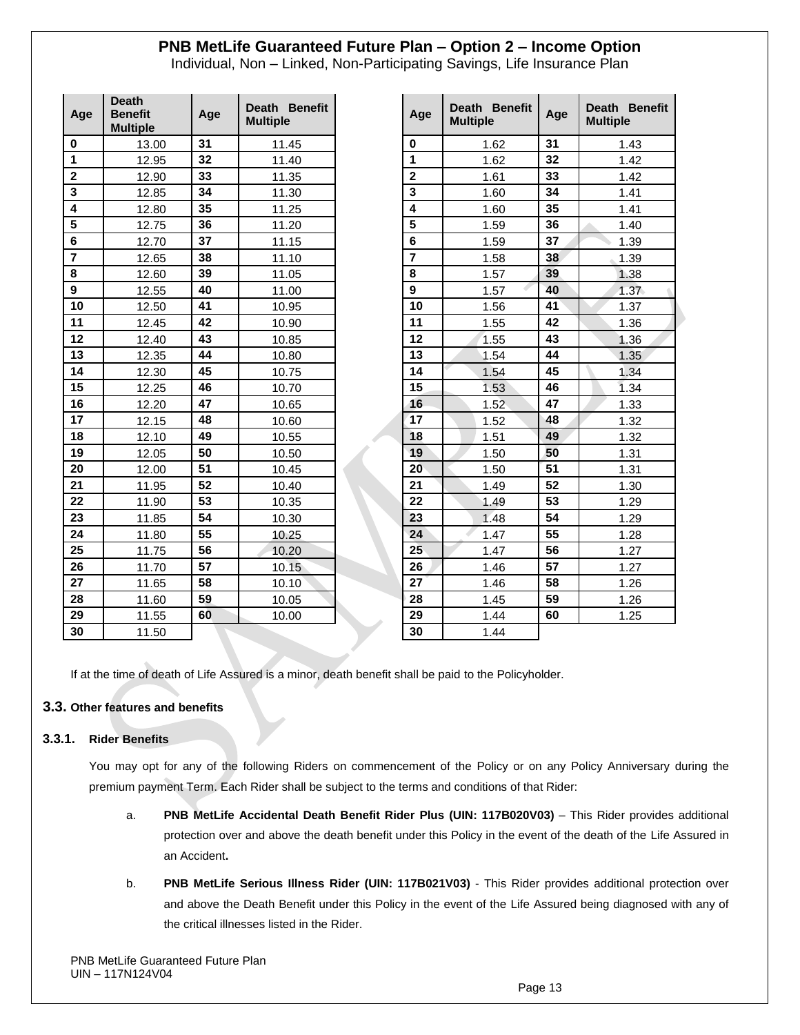| Age | Death Benefit Multiple | Age | Death Benefit Multiple |
|---|---|---|---|
| 0 | 13.00 | 31 | 11.45 |
| 1 | 12.95 | 32 | 11.40 |
| 2 | 12.90 | 33 | 11.35 |
| 3 | 12.85 | 34 | 11.30 |
| 4 | 12.80 | 35 | 11.25 |
| 5 | 12.75 | 36 | 11.20 |
| 6 | 12.70 | 37 | 11.15 |
| 7 | 12.65 | 38 | 11.10 |
| 8 | 12.60 | 39 | 11.05 |
| 9 | 12.55 | 40 | 11.00 |
| 10 | 12.50 | 41 | 10.95 |
| 11 | 12.45 | 42 | 10.90 |
| 12 | 12.40 | 43 | 10.85 |
| 13 | 12.35 | 44 | 10.80 |
| 14 | 12.30 | 45 | 10.75 |
| 15 | 12.25 | 46 | 10.70 |
| 16 | 12.20 | 47 | 10.65 |
| 17 | 12.15 | 48 | 10.60 |
| 18 | 12.10 | 49 | 10.55 |
| 19 | 12.05 | 50 | 10.50 |
| 20 | 12.00 | 51 | 10.45 |
| 21 | 11.95 | 52 | 10.40 |
| 22 | 11.90 | 53 | 10.35 |
| 23 | 11.85 | 54 | 10.30 |
| 24 | 11.80 | 55 | 10.25 |
| 25 | 11.75 | 56 | 10.20 |
| 26 | 11.70 | 57 | 10.15 |
| 27 | 11.65 | 58 | 10.10 |
| 28 | 11.60 | 59 | 10.05 |
| 29 | 11.55 | 60 | 10.00 |
| 30 | 11.50 | | |

| Age | Death Benefit Multiple | Age | Death Benefit Multiple |
|---|---|---|---|
| 0 | 1.62 | 31 | 1.43 |
| 1 | 1.62 | 32 | 1.42 |
| 2 | 1.61 | 33 | 1.42 |
| 3 | 1.60 | 34 | 1.41 |
| 4 | 1.60 | 35 | 1.41 |
| 5 | 1.59 | 36 | 1.40 |
| 6 | 1.59 | 37 | 1.39 |
| 7 | 1.58 | 38 | 1.39 |
| 8 | 1.57 | 39 | 1.38 |
| 9 | 1.57 | 40 | 1.37 |
| 10 | 1.56 | 41 | 1.37 |
| 11 | 1.55 | 42 | 1.36 |
| 12 | 1.55 | 43 | 1.36 |
| 13 | 1.54 | 44 | 1.35 |
| 14 | 1.54 | 45 | 1.34 |
| 15 | 1.53 | 46 | 1.34 |
| 16 | 1.52 | 47 | 1.33 |
| 17 | 1.52 | 48 | 1.32 |
| 18 | 1.51 | 49 | 1.32 |
| 19 | 1.50 | 50 | 1.31 |
| 20 | 1.50 | 51 | 1.31 |
| 21 | 1.49 | 52 | 1.30 |
| 22 | 1.49 | 53 | 1.29 |
| 23 | 1.48 | 54 | 1.29 |
| 24 | 1.47 | 55 | 1.28 |
| 25 | 1.47 | 56 | 1.27 |
| 26 | 1.46 | 57 | 1.27 |
| 27 | 1.46 | 58 | 1.26 |
| 28 | 1.45 | 59 | 1.26 |
| 29 | 1.44 | 60 | 1.25 |
| 30 | 1.44 | | |

If at the time of death of Life Assured is a minor, death benefit shall be paid to the Policyholder.

## 3.3. Other features and benefits

### 3.3.1. Rider Benefits

You may opt for any of the following Riders on commencement of the Policy or on any Policy Anniversary during the premium payment Term. Each Rider shall be subject to the terms and conditions of that Rider:

a. **PNB MetLife Accidental Death Benefit Rider Plus (UIN: 117B020V03)** – This Rider provides additional protection over and above the death benefit under this Policy in the event of the death of the Life Assured in an Accident**.**

b. **PNB MetLife Serious Illness Rider (UIN: 117B021V03)** - This Rider provides additional protection over and above the Death Benefit under this Policy in the event of the Life Assured being diagnosed with any of the critical illnesses listed in the Rider.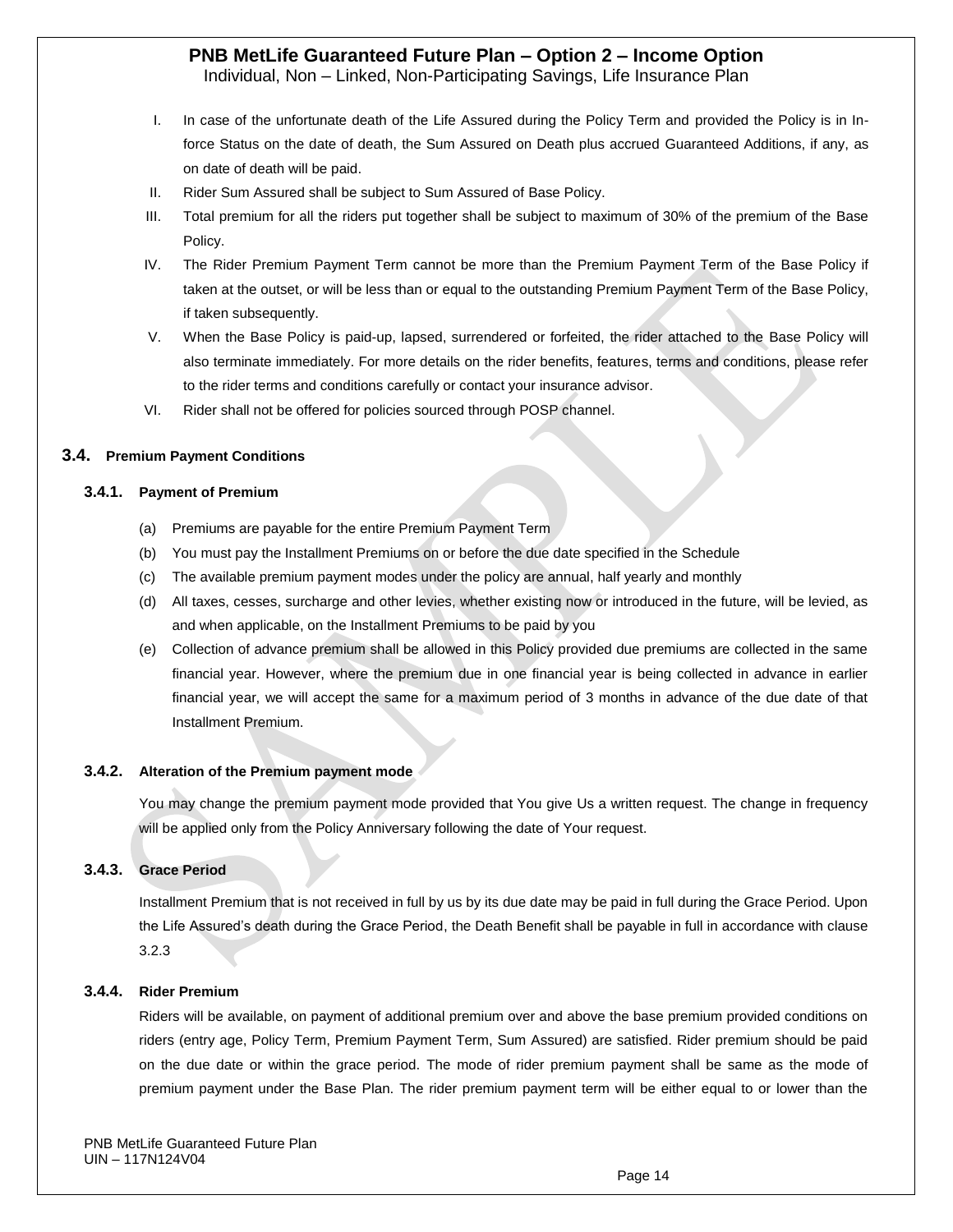I. In case of the unfortunate death of the Life Assured during the Policy Term and provided the Policy is in In-force Status on the date of death, the Sum Assured on Death plus accrued Guaranteed Additions, if any, as on date of death will be paid.

II. Rider Sum Assured shall be subject to Sum Assured of Base Policy.

III. Total premium for all the riders put together shall be subject to maximum of 30% of the premium of the Base Policy.

IV. The Rider Premium Payment Term cannot be more than the Premium Payment Term of the Base Policy if taken at the outset, or will be less than or equal to the outstanding Premium Payment Term of the Base Policy, if taken subsequently.

V. When the Base Policy is paid-up, lapsed, surrendered or forfeited, the rider attached to the Base Policy will also terminate immediately. For more details on the rider benefits, features, terms and conditions, please refer to the rider terms and conditions carefully or contact your insurance advisor.

VI. Rider shall not be offered for policies sourced through POSP channel.

## 3.4. Premium Payment Conditions

### 3.4.1. Payment of Premium

(a) Premiums are payable for the entire Premium Payment Term

(b) You must pay the Installment Premiums on or before the due date specified in the Schedule

(c) The available premium payment modes under the policy are annual, half yearly and monthly

(d) All taxes, cesses, surcharge and other levies, whether existing now or introduced in the future, will be levied, as and when applicable, on the Installment Premiums to be paid by you

(e) Collection of advance premium shall be allowed in this Policy provided due premiums are collected in the same financial year. However, where the premium due in one financial year is being collected in advance in earlier financial year, we will accept the same for a maximum period of 3 months in advance of the due date of that Installment Premium.

### 3.4.2. Alteration of the Premium payment mode

You may change the premium payment mode provided that You give Us a written request. The change in frequency will be applied only from the Policy Anniversary following the date of Your request.

### 3.4.3. Grace Period

Installment Premium that is not received in full by us by its due date may be paid in full during the Grace Period. Upon the Life Assured's death during the Grace Period, the Death Benefit shall be payable in full in accordance with clause 3.2.3

### 3.4.4. Rider Premium

Riders will be available, on payment of additional premium over and above the base premium provided conditions on riders (entry age, Policy Term, Premium Payment Term, Sum Assured) are satisfied. Rider premium should be paid on the due date or within the grace period. The mode of rider premium payment shall be same as the mode of premium payment under the Base Plan. The rider premium payment term will be either equal to or lower than the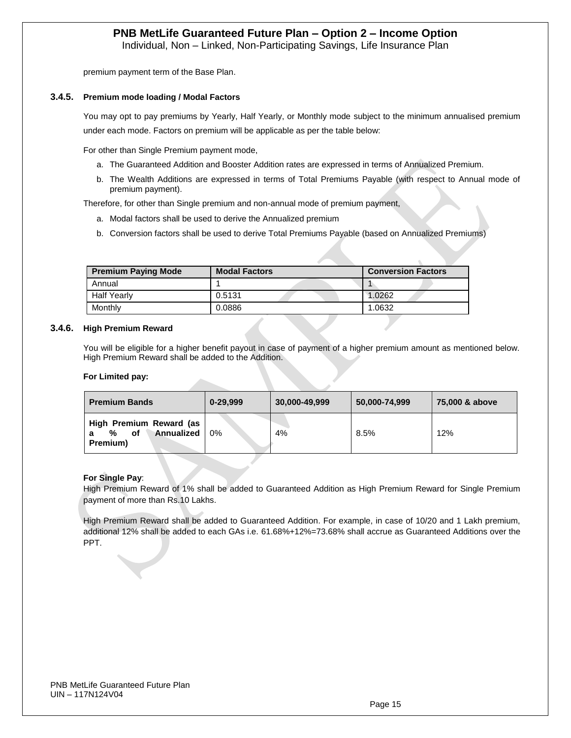premium payment term of the Base Plan.

### 3.4.5. Premium mode loading / Modal Factors

You may opt to pay premiums by Yearly, Half Yearly, or Monthly mode subject to the minimum annualised premium under each mode. Factors on premium will be applicable as per the table below:

For other than Single Premium payment mode,

a. The Guaranteed Addition and Booster Addition rates are expressed in terms of Annualized Premium.
b. The Wealth Additions are expressed in terms of Total Premiums Payable (with respect to Annual mode of premium payment).

Therefore, for other than Single premium and non-annual mode of premium payment,

a. Modal factors shall be used to derive the Annualized premium
b. Conversion factors shall be used to derive Total Premiums Payable (based on Annualized Premiums)

| Premium Paying Mode | Modal Factors | Conversion Factors |
|---|---|---|
| Annual | 1 | 1 |
| Half Yearly | 0.5131 | 1.0262 |
| Monthly | 0.0886 | 1.0632 |

### 3.4.6. High Premium Reward

You will be eligible for a higher benefit payout in case of payment of a higher premium amount as mentioned below. High Premium Reward shall be added to the Addition.

**For Limited pay:**

| Premium Bands | 0-29,999 | 30,000-49,999 | 50,000-74,999 | 75,000 & above |
|---|---|---|---|---|
| **High Premium Reward (as a % of Annualized Premium)** | 0% | 4% | 8.5% | 12% |

**For Single Pay**:
High Premium Reward of 1% shall be added to Guaranteed Addition as High Premium Reward for Single Premium payment of more than Rs.10 Lakhs.

High Premium Reward shall be added to Guaranteed Addition. For example, in case of 10/20 and 1 Lakh premium, additional 12% shall be added to each GAs i.e. 61.68%+12%=73.68% shall accrue as Guaranteed Additions over the PPT.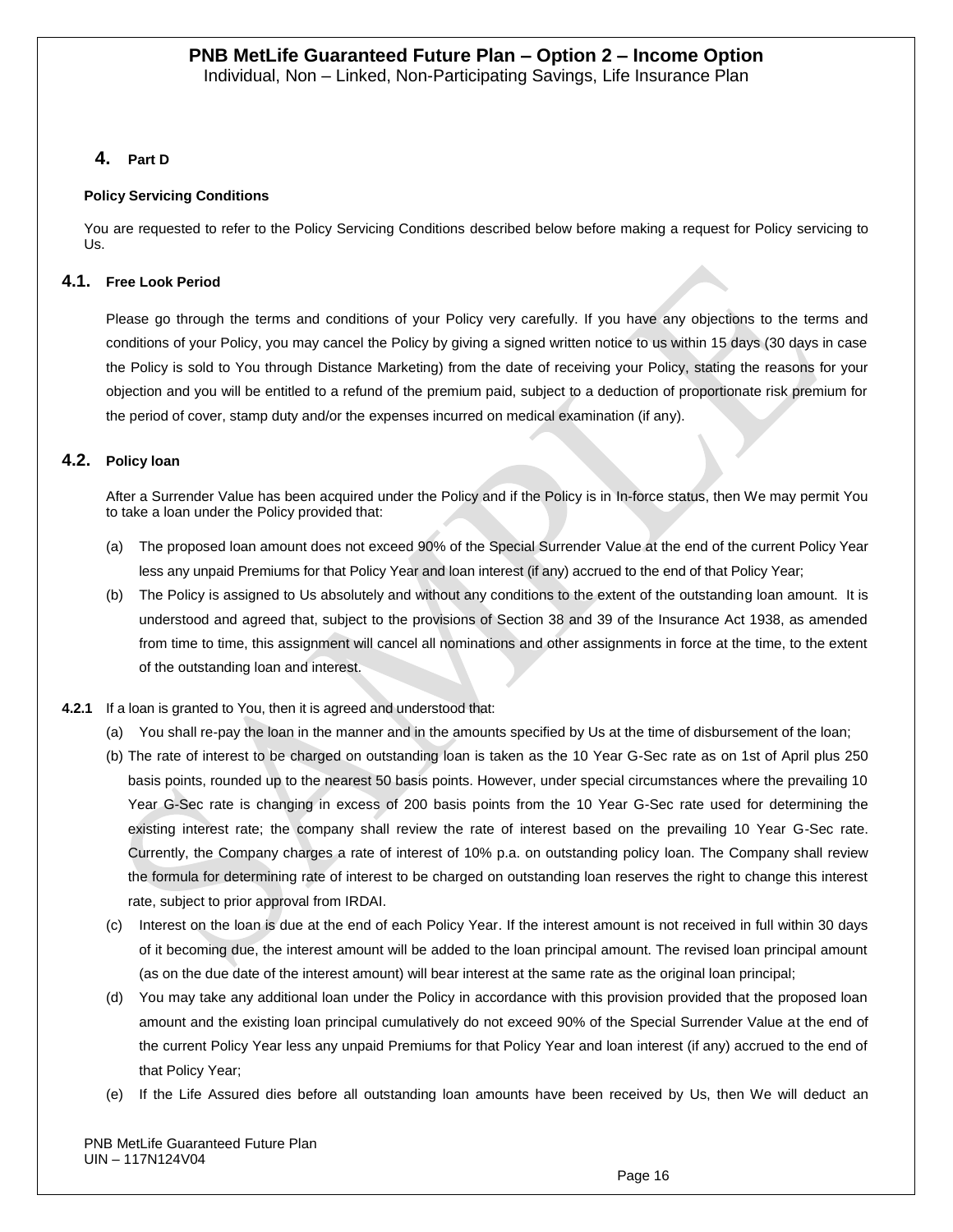## 4. Part D

**Policy Servicing Conditions**

You are requested to refer to the Policy Servicing Conditions described below before making a request for Policy servicing to Us.

### 4.1. Free Look Period

Please go through the terms and conditions of your Policy very carefully. If you have any objections to the terms and conditions of your Policy, you may cancel the Policy by giving a signed written notice to us within 15 days (30 days in case the Policy is sold to You through Distance Marketing) from the date of receiving your Policy, stating the reasons for your objection and you will be entitled to a refund of the premium paid, subject to a deduction of proportionate risk premium for the period of cover, stamp duty and/or the expenses incurred on medical examination (if any).

### 4.2. Policy loan

After a Surrender Value has been acquired under the Policy and if the Policy is in In-force status, then We may permit You to take a loan under the Policy provided that:

(a) The proposed loan amount does not exceed 90% of the Special Surrender Value at the end of the current Policy Year less any unpaid Premiums for that Policy Year and loan interest (if any) accrued to the end of that Policy Year;

(b) The Policy is assigned to Us absolutely and without any conditions to the extent of the outstanding loan amount. It is understood and agreed that, subject to the provisions of Section 38 and 39 of the Insurance Act 1938, as amended from time to time, this assignment will cancel all nominations and other assignments in force at the time, to the extent of the outstanding loan and interest.

**4.2.1** If a loan is granted to You, then it is agreed and understood that:

(a) You shall re-pay the loan in the manner and in the amounts specified by Us at the time of disbursement of the loan;

(b) The rate of interest to be charged on outstanding loan is taken as the 10 Year G-Sec rate as on 1st of April plus 250 basis points, rounded up to the nearest 50 basis points. However, under special circumstances where the prevailing 10 Year G-Sec rate is changing in excess of 200 basis points from the 10 Year G-Sec rate used for determining the existing interest rate; the company shall review the rate of interest based on the prevailing 10 Year G-Sec rate. Currently, the Company charges a rate of interest of 10% p.a. on outstanding policy loan. The Company shall review the formula for determining rate of interest to be charged on outstanding loan reserves the right to change this interest rate, subject to prior approval from IRDAI.

(c) Interest on the loan is due at the end of each Policy Year. If the interest amount is not received in full within 30 days of it becoming due, the interest amount will be added to the loan principal amount. The revised loan principal amount (as on the due date of the interest amount) will bear interest at the same rate as the original loan principal;

(d) You may take any additional loan under the Policy in accordance with this provision provided that the proposed loan amount and the existing loan principal cumulatively do not exceed 90% of the Special Surrender Value at the end of the current Policy Year less any unpaid Premiums for that Policy Year and loan interest (if any) accrued to the end of that Policy Year;

(e) If the Life Assured dies before all outstanding loan amounts have been received by Us, then We will deduct an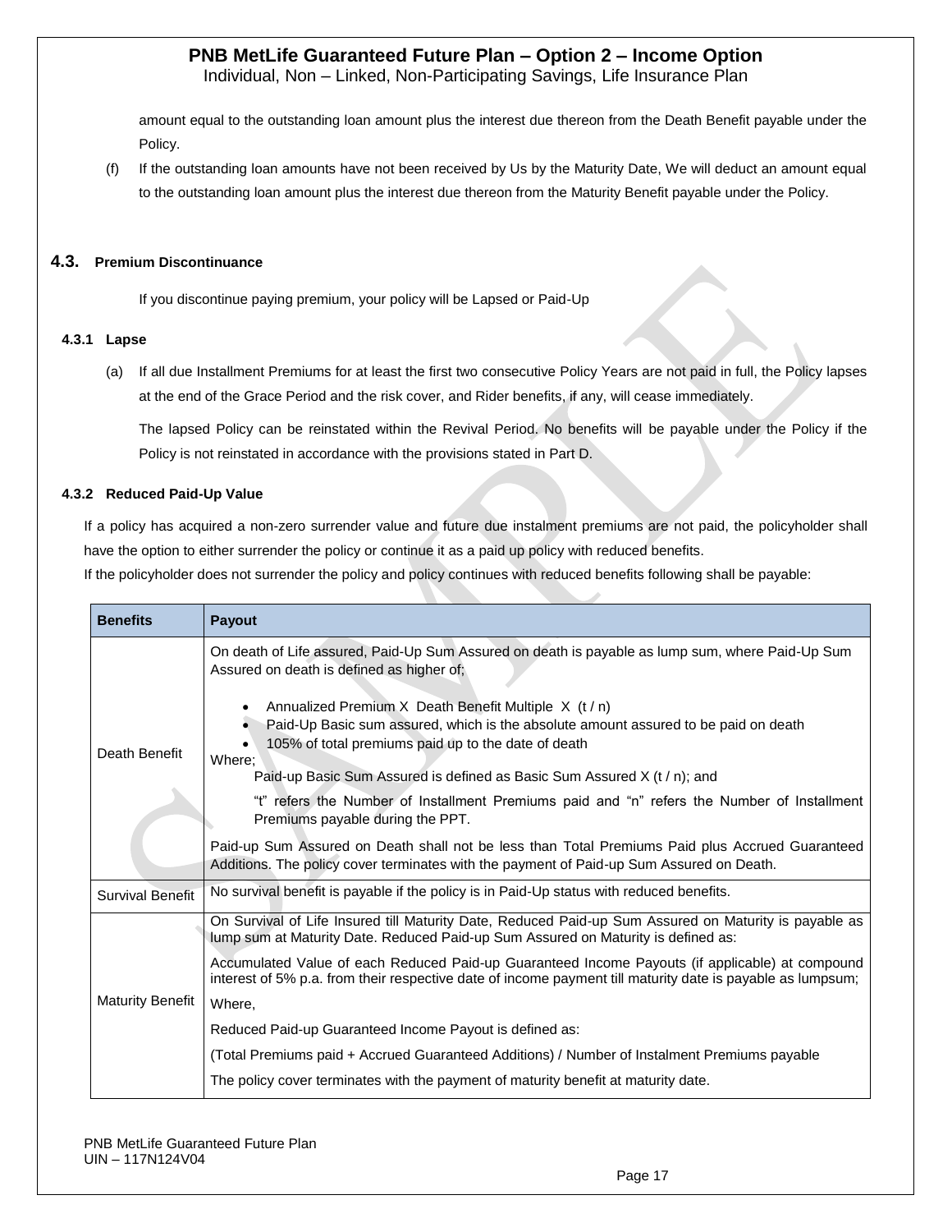amount equal to the outstanding loan amount plus the interest due thereon from the Death Benefit payable under the Policy.

(f) If the outstanding loan amounts have not been received by Us by the Maturity Date, We will deduct an amount equal to the outstanding loan amount plus the interest due thereon from the Maturity Benefit payable under the Policy.

## 4.3. Premium Discontinuance

If you discontinue paying premium, your policy will be Lapsed or Paid-Up

### 4.3.1 Lapse

(a) If all due Installment Premiums for at least the first two consecutive Policy Years are not paid in full, the Policy lapses at the end of the Grace Period and the risk cover, and Rider benefits, if any, will cease immediately.

The lapsed Policy can be reinstated within the Revival Period. No benefits will be payable under the Policy if the Policy is not reinstated in accordance with the provisions stated in Part D.

### 4.3.2 Reduced Paid-Up Value

If a policy has acquired a non-zero surrender value and future due instalment premiums are not paid, the policyholder shall have the option to either surrender the policy or continue it as a paid up policy with reduced benefits.

If the policyholder does not surrender the policy and policy continues with reduced benefits following shall be payable:

| Benefits | Payout |
|---|---|
| Death Benefit | On death of Life assured, Paid-Up Sum Assured on death is payable as lump sum, where Paid-Up Sum Assured on death is defined as higher of;<br>• Annualized Premium X Death Benefit Multiple X (t / n)<br>• Paid-Up Basic sum assured, which is the absolute amount assured to be paid on death<br>• 105% of total premiums paid up to the date of death<br>Where;<br>Paid-up Basic Sum Assured is defined as Basic Sum Assured X (t / n); and<br>"t" refers the Number of Installment Premiums paid and "n" refers the Number of Installment Premiums payable during the PPT.<br>Paid-up Sum Assured on Death shall not be less than Total Premiums Paid plus Accrued Guaranteed Additions. The policy cover terminates with the payment of Paid-up Sum Assured on Death. |
| Survival Benefit | No survival benefit is payable if the policy is in Paid-Up status with reduced benefits. |
| Maturity Benefit | On Survival of Life Insured till Maturity Date, Reduced Paid-up Sum Assured on Maturity is payable as lump sum at Maturity Date. Reduced Paid-up Sum Assured on Maturity is defined as:<br>Accumulated Value of each Reduced Paid-up Guaranteed Income Payouts (if applicable) at compound interest of 5% p.a. from their respective date of income payment till maturity date is payable as lumpsum;<br>Where,<br>Reduced Paid-up Guaranteed Income Payout is defined as:<br>(Total Premiums paid + Accrued Guaranteed Additions) / Number of Instalment Premiums payable<br>The policy cover terminates with the payment of maturity benefit at maturity date. |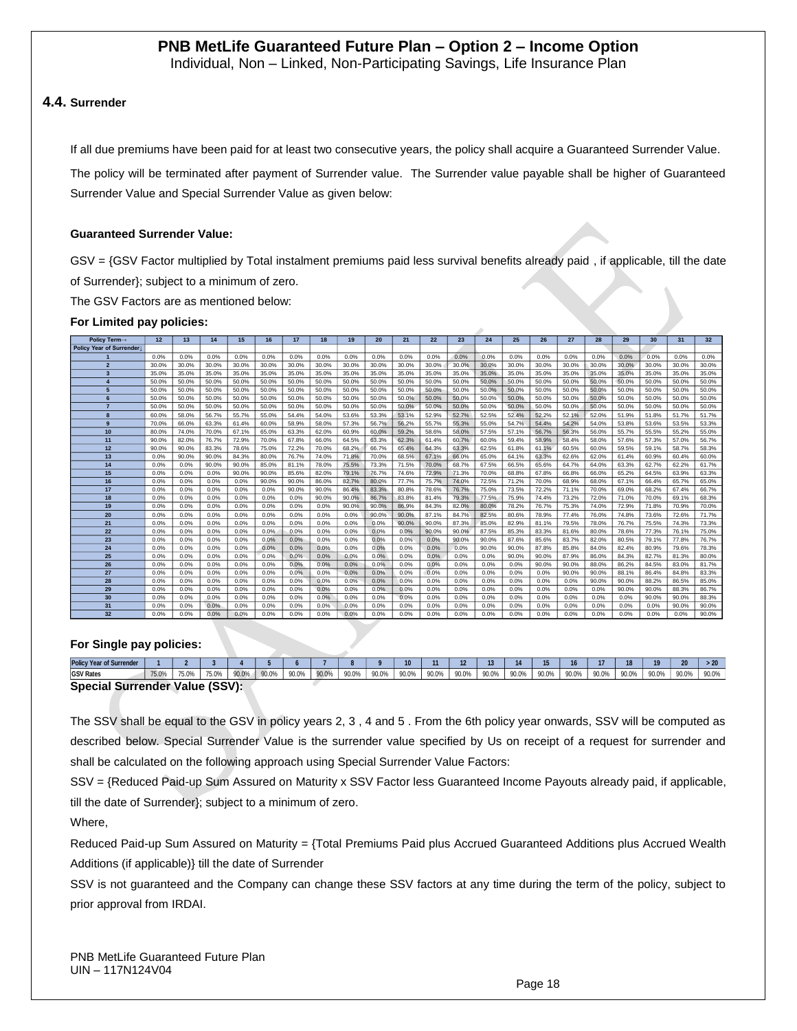# PNB MetLife Guaranteed Future Plan – Option 2 – Income Option

Individual, Non – Linked, Non-Participating Savings, Life Insurance Plan

## 4.4. Surrender

If all due premiums have been paid for at least two consecutive years, the policy shall acquire a Guaranteed Surrender Value.

The policy will be terminated after payment of Surrender value. The Surrender value payable shall be higher of Guaranteed Surrender Value and Special Surrender Value as given below:

**Guaranteed Surrender Value:**

GSV = {GSV Factor multiplied by Total instalment premiums paid less survival benefits already paid , if applicable, till the date of Surrender}; subject to a minimum of zero.

The GSV Factors are as mentioned below:

**For Limited pay policies:**

| Policy Term→ | 12 | 13 | 14 | 15 | 16 | 17 | 18 | 19 | 20 | 21 | 22 | 23 | 24 | 25 | 26 | 27 | 28 | 29 | 30 | 31 | 32 |
|---|---|---|---|---|---|---|---|---|---|---|---|---|---|---|---|---|---|---|---|---|---|
| Policy Year of Surrender↓ | | | | | | | | | | | | | | | | | | | | | |
| 1 | 0.0% | 0.0% | 0.0% | 0.0% | 0.0% | 0.0% | 0.0% | 0.0% | 0.0% | 0.0% | 0.0% | 0.0% | 0.0% | 0.0% | 0.0% | 0.0% | 0.0% | 0.0% | 0.0% | 0.0% | 0.0% |
| 2 | 30.0% | 30.0% | 30.0% | 30.0% | 30.0% | 30.0% | 30.0% | 30.0% | 30.0% | 30.0% | 30.0% | 30.0% | 30.0% | 30.0% | 30.0% | 30.0% | 30.0% | 30.0% | 30.0% | 30.0% | 30.0% |
| 3 | 35.0% | 35.0% | 35.0% | 35.0% | 35.0% | 35.0% | 35.0% | 35.0% | 35.0% | 35.0% | 35.0% | 35.0% | 35.0% | 35.0% | 35.0% | 35.0% | 35.0% | 35.0% | 35.0% | 35.0% | 35.0% |
| 4 | 50.0% | 50.0% | 50.0% | 50.0% | 50.0% | 50.0% | 50.0% | 50.0% | 50.0% | 50.0% | 50.0% | 50.0% | 50.0% | 50.0% | 50.0% | 50.0% | 50.0% | 50.0% | 50.0% | 50.0% | 50.0% |
| 5 | 50.0% | 50.0% | 50.0% | 50.0% | 50.0% | 50.0% | 50.0% | 50.0% | 50.0% | 50.0% | 50.0% | 50.0% | 50.0% | 50.0% | 50.0% | 50.0% | 50.0% | 50.0% | 50.0% | 50.0% | 50.0% |
| 6 | 50.0% | 50.0% | 50.0% | 50.0% | 50.0% | 50.0% | 50.0% | 50.0% | 50.0% | 50.0% | 50.0% | 50.0% | 50.0% | 50.0% | 50.0% | 50.0% | 50.0% | 50.0% | 50.0% | 50.0% | 50.0% |
| 7 | 50.0% | 50.0% | 50.0% | 50.0% | 50.0% | 50.0% | 50.0% | 50.0% | 50.0% | 50.0% | 50.0% | 50.0% | 50.0% | 50.0% | 50.0% | 50.0% | 50.0% | 50.0% | 50.0% | 50.0% | 50.0% |
| 8 | 60.0% | 58.0% | 56.7% | 55.7% | 55.0% | 54.4% | 54.0% | 53.6% | 53.3% | 53.1% | 52.9% | 52.7% | 52.5% | 52.4% | 52.2% | 52.1% | 52.0% | 51.9% | 51.8% | 51.7% | 51.7% |
| 9 | 70.0% | 66.0% | 63.3% | 61.4% | 60.0% | 58.9% | 58.0% | 57.3% | 56.7% | 56.2% | 55.7% | 55.3% | 55.0% | 54.7% | 54.4% | 54.2% | 54.0% | 53.8% | 53.6% | 53.5% | 53.3% |
| 10 | 80.0% | 74.0% | 70.0% | 67.1% | 65.0% | 63.3% | 62.0% | 60.9% | 60.0% | 59.2% | 58.6% | 58.0% | 57.5% | 57.1% | 56.7% | 56.3% | 56.0% | 55.7% | 55.5% | 55.2% | 55.0% |
| 11 | 90.0% | 82.0% | 76.7% | 72.9% | 70.0% | 67.8% | 66.0% | 64.5% | 63.3% | 62.3% | 61.4% | 60.7% | 60.0% | 59.4% | 58.9% | 58.4% | 58.0% | 57.6% | 57.3% | 57.0% | 56.7% |
| 12 | 90.0% | 90.0% | 83.3% | 78.6% | 75.0% | 72.2% | 70.0% | 68.2% | 66.7% | 65.4% | 64.3% | 63.3% | 62.5% | 61.8% | 61.1% | 60.5% | 60.0% | 59.5% | 59.1% | 58.7% | 58.3% |
| 13 | 0.0% | 90.0% | 90.0% | 84.3% | 80.0% | 76.7% | 74.0% | 71.8% | 70.0% | 68.5% | 67.1% | 66.0% | 65.0% | 64.1% | 63.3% | 62.6% | 62.0% | 61.4% | 60.9% | 60.4% | 60.0% |
| 14 | 0.0% | 0.0% | 90.0% | 90.0% | 85.0% | 81.1% | 78.0% | 75.5% | 73.3% | 71.5% | 70.0% | 68.7% | 67.5% | 66.5% | 65.6% | 64.7% | 64.0% | 63.3% | 62.7% | 62.2% | 61.7% |
| 15 | 0.0% | 0.0% | 0.0% | 90.0% | 90.0% | 85.6% | 82.0% | 79.1% | 76.7% | 74.6% | 72.9% | 71.3% | 70.0% | 68.8% | 67.8% | 66.8% | 66.0% | 65.2% | 64.5% | 63.9% | 63.3% |
| 16 | 0.0% | 0.0% | 0.0% | 0.0% | 90.0% | 90.0% | 86.0% | 82.7% | 80.0% | 77.7% | 75.7% | 74.0% | 72.5% | 71.2% | 70.0% | 68.9% | 68.0% | 67.1% | 66.4% | 65.7% | 65.0% |
| 17 | 0.0% | 0.0% | 0.0% | 0.0% | 0.0% | 90.0% | 90.0% | 86.4% | 83.3% | 80.8% | 78.6% | 76.7% | 75.0% | 73.5% | 72.2% | 71.1% | 70.0% | 69.0% | 68.2% | 67.4% | 66.7% |
| 18 | 0.0% | 0.0% | 0.0% | 0.0% | 0.0% | 0.0% | 90.0% | 90.0% | 86.7% | 83.8% | 81.4% | 79.3% | 77.5% | 75.9% | 74.4% | 73.2% | 72.0% | 71.0% | 70.0% | 69.1% | 68.3% |
| 19 | 0.0% | 0.0% | 0.0% | 0.0% | 0.0% | 0.0% | 0.0% | 90.0% | 90.0% | 86.9% | 84.3% | 82.0% | 80.0% | 78.2% | 76.7% | 75.3% | 74.0% | 72.9% | 71.8% | 70.9% | 70.0% |
| 20 | 0.0% | 0.0% | 0.0% | 0.0% | 0.0% | 0.0% | 0.0% | 0.0% | 90.0% | 90.0% | 87.1% | 84.7% | 82.5% | 80.6% | 78.9% | 77.4% | 76.0% | 74.8% | 73.6% | 72.6% | 71.7% |
| 21 | 0.0% | 0.0% | 0.0% | 0.0% | 0.0% | 0.0% | 0.0% | 0.0% | 0.0% | 90.0% | 90.0% | 87.3% | 85.0% | 82.9% | 81.1% | 79.5% | 78.0% | 76.7% | 75.5% | 74.3% | 73.3% |
| 22 | 0.0% | 0.0% | 0.0% | 0.0% | 0.0% | 0.0% | 0.0% | 0.0% | 0.0% | 0.0% | 90.0% | 90.0% | 87.5% | 85.3% | 83.3% | 81.6% | 80.0% | 78.6% | 77.3% | 76.1% | 75.0% |
| 23 | 0.0% | 0.0% | 0.0% | 0.0% | 0.0% | 0.0% | 0.0% | 0.0% | 0.0% | 0.0% | 0.0% | 90.0% | 90.0% | 87.6% | 85.6% | 83.7% | 82.0% | 80.5% | 79.1% | 77.8% | 76.7% |
| 24 | 0.0% | 0.0% | 0.0% | 0.0% | 0.0% | 0.0% | 0.0% | 0.0% | 0.0% | 0.0% | 0.0% | 0.0% | 90.0% | 90.0% | 87.8% | 85.8% | 84.0% | 82.4% | 80.9% | 79.6% | 78.3% |
| 25 | 0.0% | 0.0% | 0.0% | 0.0% | 0.0% | 0.0% | 0.0% | 0.0% | 0.0% | 0.0% | 0.0% | 0.0% | 0.0% | 90.0% | 90.0% | 87.9% | 86.0% | 84.3% | 82.7% | 81.3% | 80.0% |
| 26 | 0.0% | 0.0% | 0.0% | 0.0% | 0.0% | 0.0% | 0.0% | 0.0% | 0.0% | 0.0% | 0.0% | 0.0% | 0.0% | 0.0% | 90.0% | 90.0% | 88.0% | 86.2% | 84.5% | 83.0% | 81.7% |
| 27 | 0.0% | 0.0% | 0.0% | 0.0% | 0.0% | 0.0% | 0.0% | 0.0% | 0.0% | 0.0% | 0.0% | 0.0% | 0.0% | 0.0% | 0.0% | 90.0% | 90.0% | 88.1% | 86.4% | 84.8% | 83.3% |
| 28 | 0.0% | 0.0% | 0.0% | 0.0% | 0.0% | 0.0% | 0.0% | 0.0% | 0.0% | 0.0% | 0.0% | 0.0% | 0.0% | 0.0% | 0.0% | 0.0% | 90.0% | 90.0% | 88.2% | 86.5% | 85.0% |
| 29 | 0.0% | 0.0% | 0.0% | 0.0% | 0.0% | 0.0% | 0.0% | 0.0% | 0.0% | 0.0% | 0.0% | 0.0% | 0.0% | 0.0% | 0.0% | 0.0% | 0.0% | 90.0% | 90.0% | 88.3% | 86.7% |
| 30 | 0.0% | 0.0% | 0.0% | 0.0% | 0.0% | 0.0% | 0.0% | 0.0% | 0.0% | 0.0% | 0.0% | 0.0% | 0.0% | 0.0% | 0.0% | 0.0% | 0.0% | 0.0% | 90.0% | 90.0% | 88.3% |
| 31 | 0.0% | 0.0% | 0.0% | 0.0% | 0.0% | 0.0% | 0.0% | 0.0% | 0.0% | 0.0% | 0.0% | 0.0% | 0.0% | 0.0% | 0.0% | 0.0% | 0.0% | 0.0% | 0.0% | 90.0% | 90.0% |
| 32 | 0.0% | 0.0% | 0.0% | 0.0% | 0.0% | 0.0% | 0.0% | 0.0% | 0.0% | 0.0% | 0.0% | 0.0% | 0.0% | 0.0% | 0.0% | 0.0% | 0.0% | 0.0% | 0.0% | 0.0% | 90.0% |

**For Single pay policies:**

| Policy Year of Surrender | 1 | 2 | 3 | 4 | 5 | 6 | 7 | 8 | 9 | 10 | 11 | 12 | 13 | 14 | 15 | 16 | 17 | 18 | 19 | 20 | > 20 |
|---|---|---|---|---|---|---|---|---|---|---|---|---|---|---|---|---|---|---|---|---|---|
| GSV Rates | 75.0% | 75.0% | 75.0% | 90.0% | 90.0% | 90.0% | 90.0% | 90.0% | 90.0% | 90.0% | 90.0% | 90.0% | 90.0% | 90.0% | 90.0% | 90.0% | 90.0% | 90.0% | 90.0% | 90.0% | 90.0% |

**Special Surrender Value (SSV):**

The SSV shall be equal to the GSV in policy years 2, 3 , 4 and 5 . From the 6th policy year onwards, SSV will be computed as described below. Special Surrender Value is the surrender value specified by Us on receipt of a request for surrender and shall be calculated on the following approach using Special Surrender Value Factors:

SSV = {Reduced Paid-up Sum Assured on Maturity x SSV Factor less Guaranteed Income Payouts already paid, if applicable, till the date of Surrender}; subject to a minimum of zero.

Where,

Reduced Paid-up Sum Assured on Maturity = {Total Premiums Paid plus Accrued Guaranteed Additions plus Accrued Wealth Additions (if applicable)} till the date of Surrender

SSV is not guaranteed and the Company can change these SSV factors at any time during the term of the policy, subject to prior approval from IRDAI.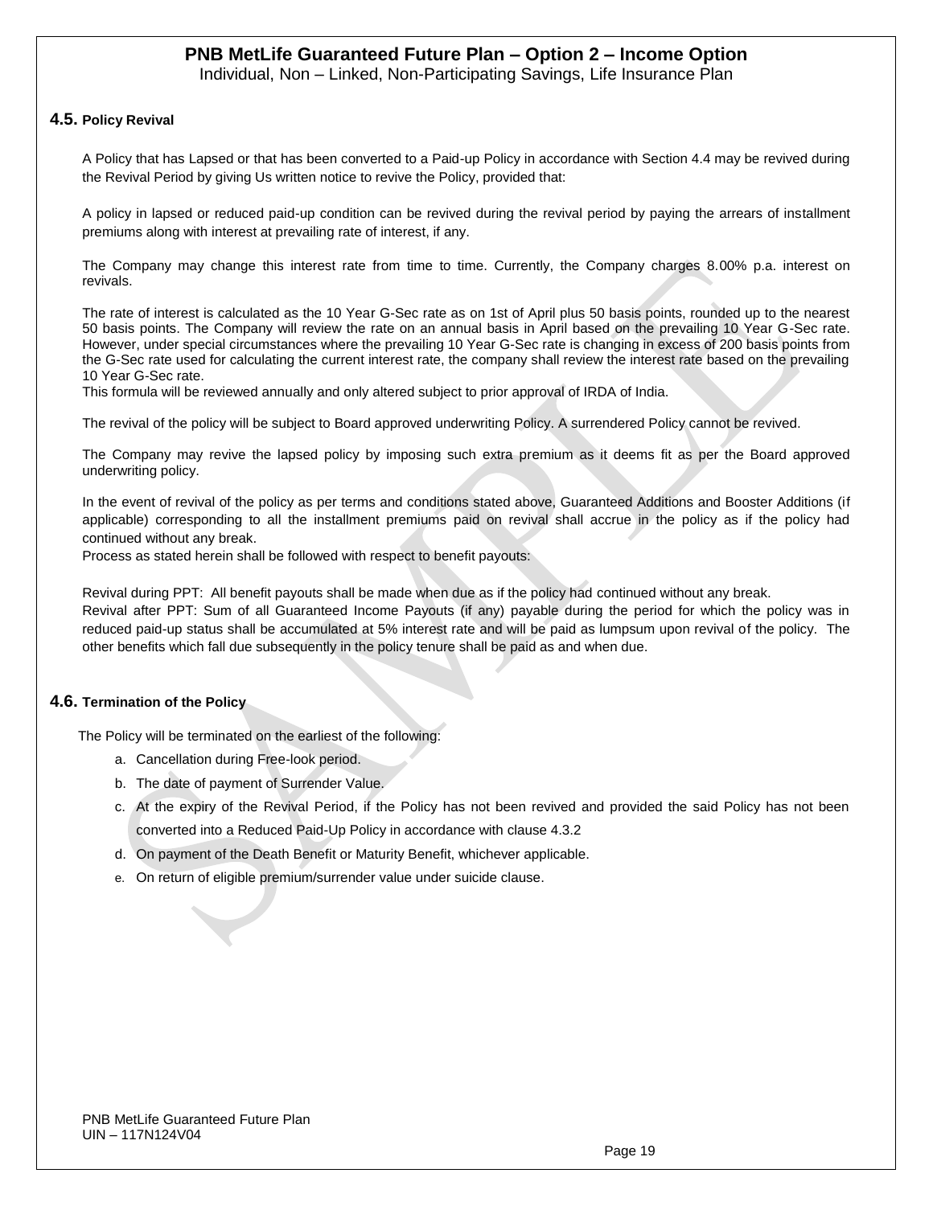### 4.5. Policy Revival

A Policy that has Lapsed or that has been converted to a Paid-up Policy in accordance with Section 4.4 may be revived during the Revival Period by giving Us written notice to revive the Policy, provided that:

A policy in lapsed or reduced paid-up condition can be revived during the revival period by paying the arrears of installment premiums along with interest at prevailing rate of interest, if any.

The Company may change this interest rate from time to time. Currently, the Company charges 8.00% p.a. interest on revivals.

The rate of interest is calculated as the 10 Year G-Sec rate as on 1st of April plus 50 basis points, rounded up to the nearest 50 basis points. The Company will review the rate on an annual basis in April based on the prevailing 10 Year G-Sec rate. However, under special circumstances where the prevailing 10 Year G-Sec rate is changing in excess of 200 basis points from the G-Sec rate used for calculating the current interest rate, the company shall review the interest rate based on the prevailing 10 Year G-Sec rate.
This formula will be reviewed annually and only altered subject to prior approval of IRDA of India.

The revival of the policy will be subject to Board approved underwriting Policy. A surrendered Policy cannot be revived.

The Company may revive the lapsed policy by imposing such extra premium as it deems fit as per the Board approved underwriting policy.

In the event of revival of the policy as per terms and conditions stated above, Guaranteed Additions and Booster Additions (if applicable) corresponding to all the installment premiums paid on revival shall accrue in the policy as if the policy had continued without any break.
Process as stated herein shall be followed with respect to benefit payouts:

Revival during PPT: All benefit payouts shall be made when due as if the policy had continued without any break.
Revival after PPT: Sum of all Guaranteed Income Payouts (if any) payable during the period for which the policy was in reduced paid-up status shall be accumulated at 5% interest rate and will be paid as lumpsum upon revival of the policy. The other benefits which fall due subsequently in the policy tenure shall be paid as and when due.

### 4.6. Termination of the Policy

The Policy will be terminated on the earliest of the following:

a. Cancellation during Free-look period.
b. The date of payment of Surrender Value.
c. At the expiry of the Revival Period, if the Policy has not been revived and provided the said Policy has not been converted into a Reduced Paid-Up Policy in accordance with clause 4.3.2
d. On payment of the Death Benefit or Maturity Benefit, whichever applicable.
e. On return of eligible premium/surrender value under suicide clause.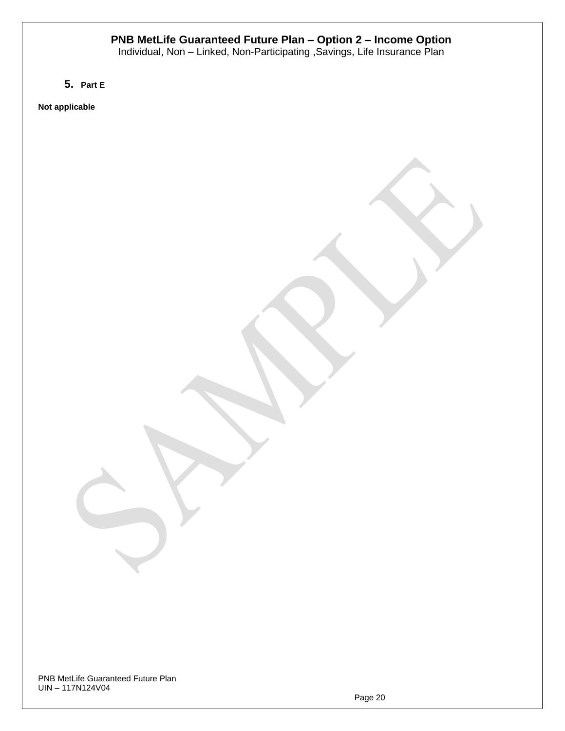5. **Part E**

**Not applicable**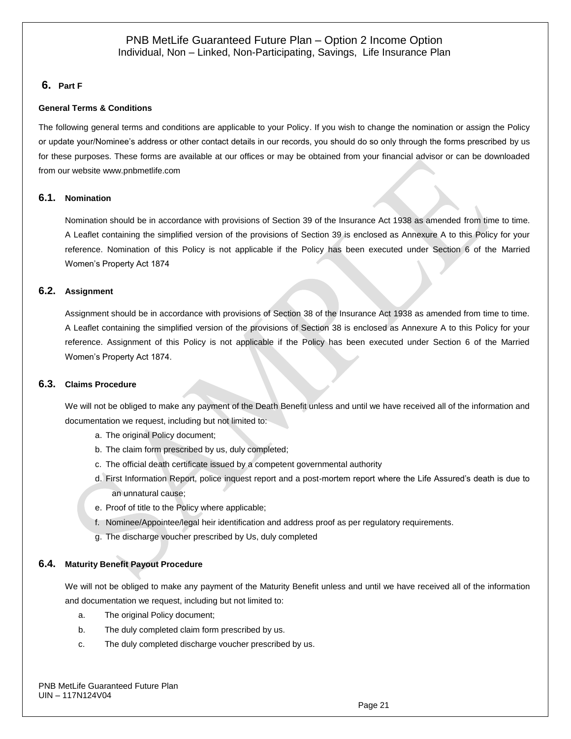## 6. Part F

### General Terms & Conditions

The following general terms and conditions are applicable to your Policy. If you wish to change the nomination or assign the Policy or update your/Nominee's address or other contact details in our records, you should do so only through the forms prescribed by us for these purposes. These forms are available at our offices or may be obtained from your financial advisor or can be downloaded from our website www.pnbmetlife.com

### 6.1. Nomination

Nomination should be in accordance with provisions of Section 39 of the Insurance Act 1938 as amended from time to time. A Leaflet containing the simplified version of the provisions of Section 39 is enclosed as Annexure A to this Policy for your reference. Nomination of this Policy is not applicable if the Policy has been executed under Section 6 of the Married Women's Property Act 1874

### 6.2. Assignment

Assignment should be in accordance with provisions of Section 38 of the Insurance Act 1938 as amended from time to time. A Leaflet containing the simplified version of the provisions of Section 38 is enclosed as Annexure A to this Policy for your reference. Assignment of this Policy is not applicable if the Policy has been executed under Section 6 of the Married Women's Property Act 1874.

### 6.3. Claims Procedure

We will not be obliged to make any payment of the Death Benefit unless and until we have received all of the information and documentation we request, including but not limited to:

a. The original Policy document;
b. The claim form prescribed by us, duly completed;
c. The official death certificate issued by a competent governmental authority
d. First Information Report, police inquest report and a post-mortem report where the Life Assured's death is due to an unnatural cause;
e. Proof of title to the Policy where applicable;
f. Nominee/Appointee/legal heir identification and address proof as per regulatory requirements.
g. The discharge voucher prescribed by Us, duly completed

### 6.4. Maturity Benefit Payout Procedure

We will not be obliged to make any payment of the Maturity Benefit unless and until we have received all of the information and documentation we request, including but not limited to:

a. The original Policy document;
b. The duly completed claim form prescribed by us.
c. The duly completed discharge voucher prescribed by us.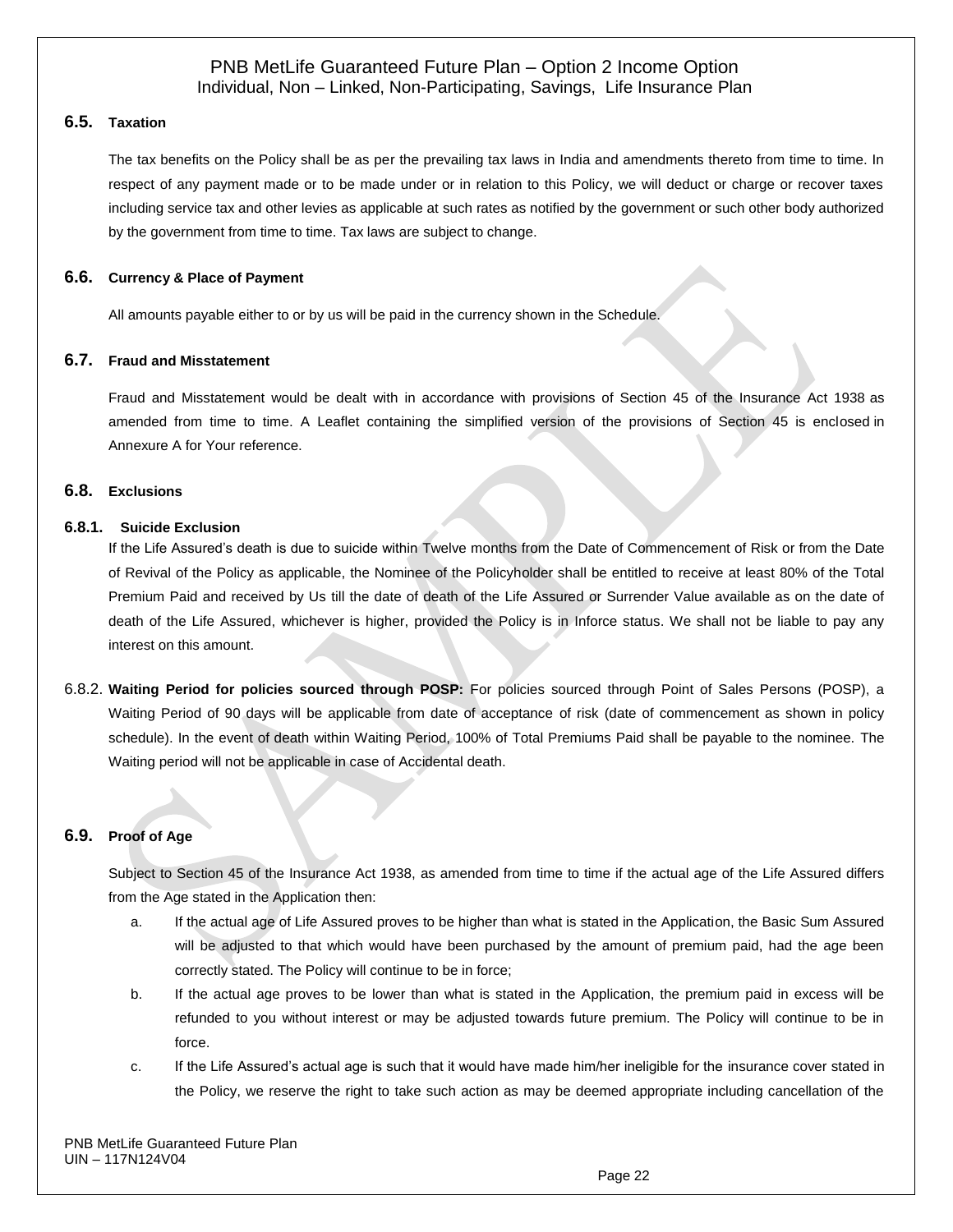### 6.5. Taxation

The tax benefits on the Policy shall be as per the prevailing tax laws in India and amendments thereto from time to time. In respect of any payment made or to be made under or in relation to this Policy, we will deduct or charge or recover taxes including service tax and other levies as applicable at such rates as notified by the government or such other body authorized by the government from time to time. Tax laws are subject to change.

### 6.6. Currency & Place of Payment

All amounts payable either to or by us will be paid in the currency shown in the Schedule.

### 6.7. Fraud and Misstatement

Fraud and Misstatement would be dealt with in accordance with provisions of Section 45 of the Insurance Act 1938 as amended from time to time. A Leaflet containing the simplified version of the provisions of Section 45 is enclosed in Annexure A for Your reference.

### 6.8. Exclusions

#### 6.8.1. Suicide Exclusion

If the Life Assured's death is due to suicide within Twelve months from the Date of Commencement of Risk or from the Date of Revival of the Policy as applicable, the Nominee of the Policyholder shall be entitled to receive at least 80% of the Total Premium Paid and received by Us till the date of death of the Life Assured or Surrender Value available as on the date of death of the Life Assured, whichever is higher, provided the Policy is in Inforce status. We shall not be liable to pay any interest on this amount.

6.8.2. **Waiting Period for policies sourced through POSP:** For policies sourced through Point of Sales Persons (POSP), a Waiting Period of 90 days will be applicable from date of acceptance of risk (date of commencement as shown in policy schedule). In the event of death within Waiting Period, 100% of Total Premiums Paid shall be payable to the nominee. The Waiting period will not be applicable in case of Accidental death.

### 6.9. Proof of Age

Subject to Section 45 of the Insurance Act 1938, as amended from time to time if the actual age of the Life Assured differs from the Age stated in the Application then:

a. If the actual age of Life Assured proves to be higher than what is stated in the Application, the Basic Sum Assured will be adjusted to that which would have been purchased by the amount of premium paid, had the age been correctly stated. The Policy will continue to be in force;

b. If the actual age proves to be lower than what is stated in the Application, the premium paid in excess will be refunded to you without interest or may be adjusted towards future premium. The Policy will continue to be in force.

c. If the Life Assured's actual age is such that it would have made him/her ineligible for the insurance cover stated in the Policy, we reserve the right to take such action as may be deemed appropriate including cancellation of the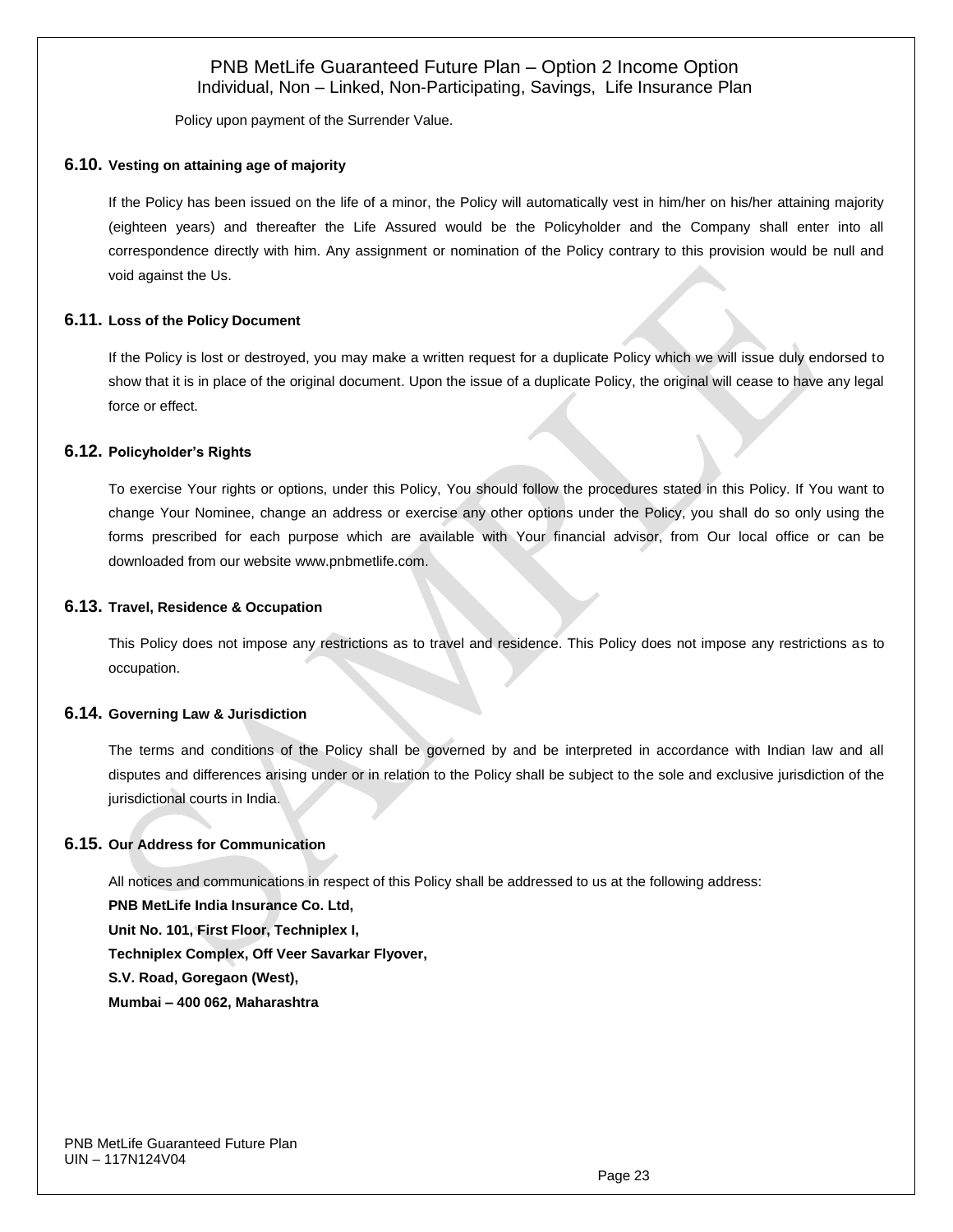Policy upon payment of the Surrender Value.

### 6.10. Vesting on attaining age of majority

If the Policy has been issued on the life of a minor, the Policy will automatically vest in him/her on his/her attaining majority (eighteen years) and thereafter the Life Assured would be the Policyholder and the Company shall enter into all correspondence directly with him. Any assignment or nomination of the Policy contrary to this provision would be null and void against the Us.

### 6.11. Loss of the Policy Document

If the Policy is lost or destroyed, you may make a written request for a duplicate Policy which we will issue duly endorsed to show that it is in place of the original document. Upon the issue of a duplicate Policy, the original will cease to have any legal force or effect.

### 6.12. Policyholder's Rights

To exercise Your rights or options, under this Policy, You should follow the procedures stated in this Policy. If You want to change Your Nominee, change an address or exercise any other options under the Policy, you shall do so only using the forms prescribed for each purpose which are available with Your financial advisor, from Our local office or can be downloaded from our website www.pnbmetlife.com.

### 6.13. Travel, Residence & Occupation

This Policy does not impose any restrictions as to travel and residence. This Policy does not impose any restrictions as to occupation.

### 6.14. Governing Law & Jurisdiction

The terms and conditions of the Policy shall be governed by and be interpreted in accordance with Indian law and all disputes and differences arising under or in relation to the Policy shall be subject to the sole and exclusive jurisdiction of the jurisdictional courts in India.

### 6.15. Our Address for Communication

All notices and communications in respect of this Policy shall be addressed to us at the following address:

**PNB MetLife India Insurance Co. Ltd,**
**Unit No. 101, First Floor, Techniplex I,**
**Techniplex Complex, Off Veer Savarkar Flyover,**
**S.V. Road, Goregaon (West),**
**Mumbai – 400 062, Maharashtra**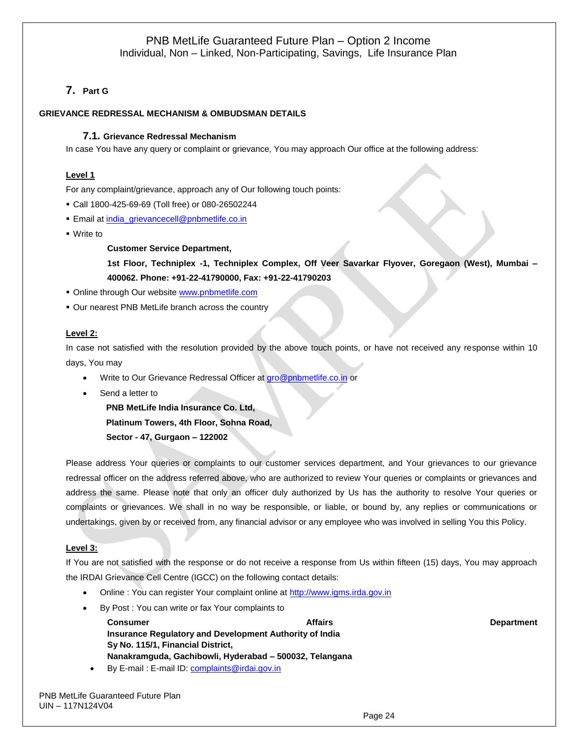## 7. Part G

**GRIEVANCE REDRESSAL MECHANISM & OMBUDSMAN DETAILS**

### 7.1. Grievance Redressal Mechanism

In case You have any query or complaint or grievance, You may approach Our office at the following address:

**Level 1**

For any complaint/grievance, approach any of Our following touch points:

- Call 1800-425-69-69 (Toll free) or 080-26502244
- Email at india_grievancecell@pnbmetlife.co.in
- Write to

  **Customer Service Department,**

  **1st Floor, Techniplex -1, Techniplex Complex, Off Veer Savarkar Flyover, Goregaon (West), Mumbai – 400062. Phone: +91-22-41790000, Fax: +91-22-41790203**
- Online through Our website www.pnbmetlife.com
- Our nearest PNB MetLife branch across the country

**Level 2:**

In case not satisfied with the resolution provided by the above touch points, or have not received any response within 10 days, You may

- Write to Our Grievance Redressal Officer at gro@pnbmetlife.co.in or
- Send a letter to

  **PNB MetLife India Insurance Co. Ltd,**
  **Platinum Towers, 4th Floor, Sohna Road,**
  **Sector - 47, Gurgaon – 122002**

Please address Your queries or complaints to our customer services department, and Your grievances to our grievance redressal officer on the address referred above, who are authorized to review Your queries or complaints or grievances and address the same. Please note that only an officer duly authorized by Us has the authority to resolve Your queries or complaints or grievances. We shall in no way be responsible, or liable, or bound by, any replies or communications or undertakings, given by or received from, any financial advisor or any employee who was involved in selling You this Policy.

**Level 3:**

If You are not satisfied with the response or do not receive a response from Us within fifteen (15) days, You may approach the IRDAI Grievance Cell Centre (IGCC) on the following contact details:

- Online : You can register Your complaint online at http://www.igms.irda.gov.in
- By Post : You can write or fax Your complaints to

  **Consumer Affairs Department**
  **Insurance Regulatory and Development Authority of India**
  **Sy No. 115/1, Financial District,**
  **Nanakramguda, Gachibowli, Hyderabad – 500032, Telangana**
- By E-mail : E-mail ID: complaints@irdai.gov.in

PNB MetLife Guaranteed Future Plan
UIN – 117N124V04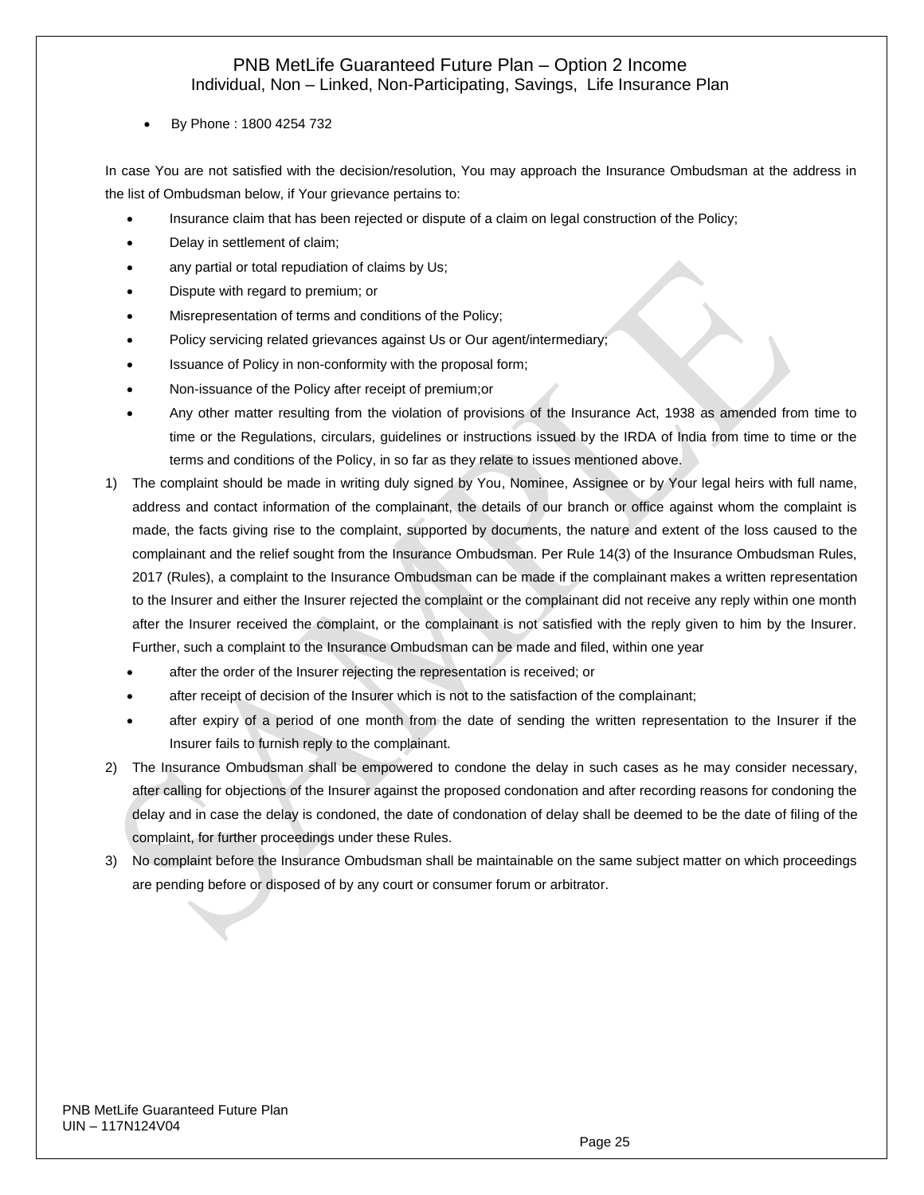- By Phone : 1800 4254 732

In case You are not satisfied with the decision/resolution, You may approach the Insurance Ombudsman at the address in the list of Ombudsman below, if Your grievance pertains to:

- Insurance claim that has been rejected or dispute of a claim on legal construction of the Policy;
- Delay in settlement of claim;
- any partial or total repudiation of claims by Us;
- Dispute with regard to premium; or
- Misrepresentation of terms and conditions of the Policy;
- Policy servicing related grievances against Us or Our agent/intermediary;
- Issuance of Policy in non-conformity with the proposal form;
- Non-issuance of the Policy after receipt of premium;or
- Any other matter resulting from the violation of provisions of the Insurance Act, 1938 as amended from time to time or the Regulations, circulars, guidelines or instructions issued by the IRDA of India from time to time or the terms and conditions of the Policy, in so far as they relate to issues mentioned above.

1) The complaint should be made in writing duly signed by You, Nominee, Assignee or by Your legal heirs with full name, address and contact information of the complainant, the details of our branch or office against whom the complaint is made, the facts giving rise to the complaint, supported by documents, the nature and extent of the loss caused to the complainant and the relief sought from the Insurance Ombudsman. Per Rule 14(3) of the Insurance Ombudsman Rules, 2017 (Rules), a complaint to the Insurance Ombudsman can be made if the complainant makes a written representation to the Insurer and either the Insurer rejected the complaint or the complainant did not receive any reply within one month after the Insurer received the complaint, or the complainant is not satisfied with the reply given to him by the Insurer. Further, such a complaint to the Insurance Ombudsman can be made and filed, within one year
   - after the order of the Insurer rejecting the representation is received; or
   - after receipt of decision of the Insurer which is not to the satisfaction of the complainant;
   - after expiry of a period of one month from the date of sending the written representation to the Insurer if the Insurer fails to furnish reply to the complainant.
2) The Insurance Ombudsman shall be empowered to condone the delay in such cases as he may consider necessary, after calling for objections of the Insurer against the proposed condonation and after recording reasons for condoning the delay and in case the delay is condoned, the date of condonation of delay shall be deemed to be the date of filing of the complaint, for further proceedings under these Rules.
3) No complaint before the Insurance Ombudsman shall be maintainable on the same subject matter on which proceedings are pending before or disposed of by any court or consumer forum or arbitrator.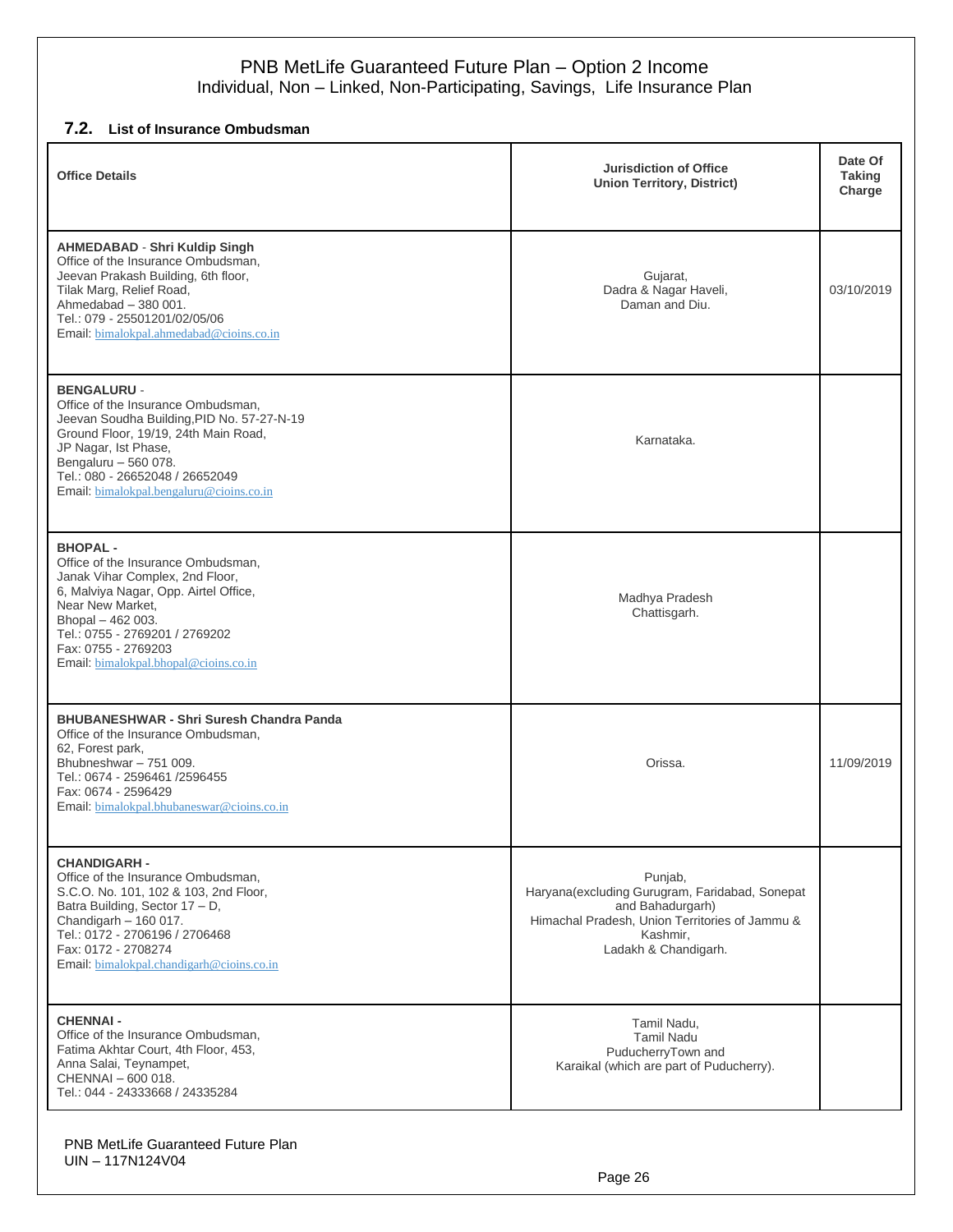### 7.2. List of Insurance Ombudsman

| Office Details | Jurisdiction of Office Union Territory, District) | Date Of Taking Charge |
| --- | --- | --- |
| **AHMEDABAD** - **Shri Kuldip Singh**<br>Office of the Insurance Ombudsman,<br>Jeevan Prakash Building, 6th floor,<br>Tilak Marg, Relief Road,<br>Ahmedabad – 380 001.<br>Tel.: 079 - 25501201/02/05/06<br>Email: bimalokpal.ahmedabad@cioins.co.in | Gujarat,<br>Dadra & Nagar Haveli,<br>Daman and Diu. | 03/10/2019 |
| **BENGALURU** -<br>Office of the Insurance Ombudsman,<br>Jeevan Soudha Building,PID No. 57-27-N-19<br>Ground Floor, 19/19, 24th Main Road,<br>JP Nagar, Ist Phase,<br>Bengaluru – 560 078.<br>Tel.: 080 - 26652048 / 26652049<br>Email: bimalokpal.bengaluru@cioins.co.in | Karnataka. | |
| **BHOPAL** -<br>Office of the Insurance Ombudsman,<br>Janak Vihar Complex, 2nd Floor,<br>6, Malviya Nagar, Opp. Airtel Office,<br>Near New Market,<br>Bhopal – 462 003.<br>Tel.: 0755 - 2769201 / 2769202<br>Fax: 0755 - 2769203<br>Email: bimalokpal.bhopal@cioins.co.in | Madhya Pradesh<br>Chattisgarh. | |
| **BHUBANESHWAR - Shri Suresh Chandra Panda**<br>Office of the Insurance Ombudsman,<br>62, Forest park,<br>Bhubneshwar – 751 009.<br>Tel.: 0674 - 2596461 /2596455<br>Fax: 0674 - 2596429<br>Email: bimalokpal.bhubaneswar@cioins.co.in | Orissa. | 11/09/2019 |
| **CHANDIGARH** -<br>Office of the Insurance Ombudsman,<br>S.C.O. No. 101, 102 & 103, 2nd Floor,<br>Batra Building, Sector 17 – D,<br>Chandigarh – 160 017.<br>Tel.: 0172 - 2706196 / 2706468<br>Fax: 0172 - 2708274<br>Email: bimalokpal.chandigarh@cioins.co.in | Punjab,<br>Haryana(excluding Gurugram, Faridabad, Sonepat and Bahadurgarh)<br>Himachal Pradesh, Union Territories of Jammu & Kashmir,<br>Ladakh & Chandigarh. | |
| **CHENNAI** -<br>Office of the Insurance Ombudsman,<br>Fatima Akhtar Court, 4th Floor, 453,<br>Anna Salai, Teynampet,<br>CHENNAI – 600 018.<br>Tel.: 044 - 24333668 / 24335284 | Tamil Nadu,<br>Tamil Nadu<br>PuducherryTown and<br>Karaikal (which are part of Puducherry). | |

PNB MetLife Guaranteed Future Plan
UIN – 117N124V04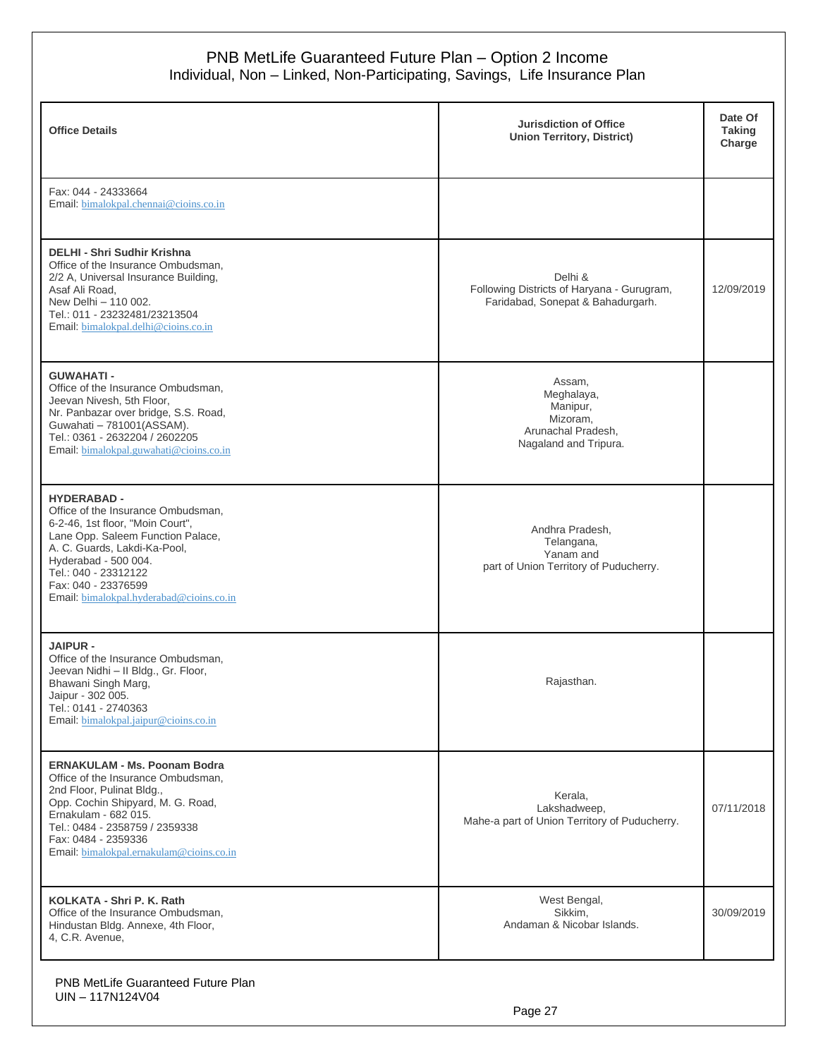| Office Details | Jurisdiction of Office Union Territory, District) | Date Of Taking Charge |
|---|---|---|
| Fax: 044 - 24333664<br>Email: bimalokpal.chennai@cioins.co.in | | |
| **DELHI - Shri Sudhir Krishna**<br>Office of the Insurance Ombudsman,<br>2/2 A, Universal Insurance Building,<br>Asaf Ali Road,<br>New Delhi – 110 002.<br>Tel.: 011 - 23232481/23213504<br>Email: bimalokpal.delhi@cioins.co.in | Delhi &<br>Following Districts of Haryana - Gurugram, Faridabad, Sonepat & Bahadurgarh. | 12/09/2019 |
| **GUWAHATI -**<br>Office of the Insurance Ombudsman,<br>Jeevan Nivesh, 5th Floor,<br>Nr. Panbazar over bridge, S.S. Road,<br>Guwahati – 781001(ASSAM).<br>Tel.: 0361 - 2632204 / 2602205<br>Email: bimalokpal.guwahati@cioins.co.in | Assam,<br>Meghalaya,<br>Manipur,<br>Mizoram,<br>Arunachal Pradesh,<br>Nagaland and Tripura. | |
| **HYDERABAD -**<br>Office of the Insurance Ombudsman,<br>6-2-46, 1st floor, "Moin Court",<br>Lane Opp. Saleem Function Palace,<br>A. C. Guards, Lakdi-Ka-Pool,<br>Hyderabad - 500 004.<br>Tel.: 040 - 23312122<br>Fax: 040 - 23376599<br>Email: bimalokpal.hyderabad@cioins.co.in | Andhra Pradesh,<br>Telangana,<br>Yanam and<br>part of Union Territory of Puducherry. | |
| **JAIPUR -**<br>Office of the Insurance Ombudsman,<br>Jeevan Nidhi – II Bldg., Gr. Floor,<br>Bhawani Singh Marg,<br>Jaipur - 302 005.<br>Tel.: 0141 - 2740363<br>Email: bimalokpal.jaipur@cioins.co.in | Rajasthan. | |
| **ERNAKULAM - Ms. Poonam Bodra**<br>Office of the Insurance Ombudsman,<br>2nd Floor, Pulinat Bldg.,<br>Opp. Cochin Shipyard, M. G. Road,<br>Ernakulam - 682 015.<br>Tel.: 0484 - 2358759 / 2359338<br>Fax: 0484 - 2359336<br>Email: bimalokpal.ernakulam@cioins.co.in | Kerala,<br>Lakshadweep,<br>Mahe-a part of Union Territory of Puducherry. | 07/11/2018 |
| **KOLKATA - Shri P. K. Rath**<br>Office of the Insurance Ombudsman,<br>Hindustan Bldg. Annexe, 4th Floor,<br>4, C.R. Avenue, | West Bengal,<br>Sikkim,<br>Andaman & Nicobar Islands. | 30/09/2019 |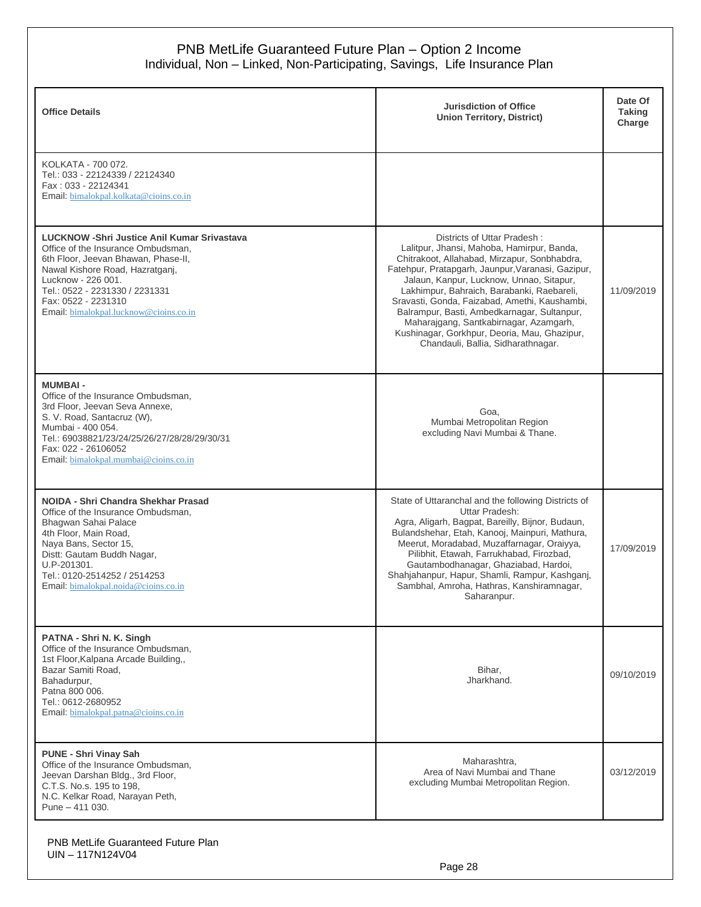| Office Details | Jurisdiction of Office Union Territory, District) | Date Of Taking Charge |
|---|---|---|
| KOLKATA - 700 072.<br>Tel.: 033 - 22124339 / 22124340<br>Fax : 033 - 22124341<br>Email: bimalokpal.kolkata@cioins.co.in | | |
| **LUCKNOW -Shri Justice Anil Kumar Srivastava**<br>Office of the Insurance Ombudsman,<br>6th Floor, Jeevan Bhawan, Phase-II,<br>Nawal Kishore Road, Hazratganj,<br>Lucknow - 226 001.<br>Tel.: 0522 - 2231330 / 2231331<br>Fax: 0522 - 2231310<br>Email: bimalokpal.lucknow@cioins.co.in | Districts of Uttar Pradesh :<br>Lalitpur, Jhansi, Mahoba, Hamirpur, Banda, Chitrakoot, Allahabad, Mirzapur, Sonbhabdra, Fatehpur, Pratapgarh, Jaunpur,Varanasi, Gazipur, Jalaun, Kanpur, Lucknow, Unnao, Sitapur, Lakhimpur, Bahraich, Barabanki, Raebareli, Sravasti, Gonda, Faizabad, Amethi, Kaushambi, Balrampur, Basti, Ambedkarnagar, Sultanpur, Maharajgang, Santkabirnagar, Azamgarh, Kushinagar, Gorkhpur, Deoria, Mau, Ghazipur, Chandauli, Ballia, Sidharathnagar. | 11/09/2019 |
| **MUMBAI -**<br>Office of the Insurance Ombudsman,<br>3rd Floor, Jeevan Seva Annexe,<br>S. V. Road, Santacruz (W),<br>Mumbai - 400 054.<br>Tel.: 69038821/23/24/25/26/27/28/28/29/30/31<br>Fax: 022 - 26106052<br>Email: bimalokpal.mumbai@cioins.co.in | Goa,<br>Mumbai Metropolitan Region<br>excluding Navi Mumbai & Thane. | |
| **NOIDA - Shri Chandra Shekhar Prasad**<br>Office of the Insurance Ombudsman,<br>Bhagwan Sahai Palace<br>4th Floor, Main Road,<br>Naya Bans, Sector 15,<br>Distt: Gautam Buddh Nagar,<br>U.P-201301.<br>Tel.: 0120-2514252 / 2514253<br>Email: bimalokpal.noida@cioins.co.in | State of Uttaranchal and the following Districts of Uttar Pradesh:<br>Agra, Aligarh, Bagpat, Bareilly, Bijnor, Budaun, Bulandshehar, Etah, Kanooj, Mainpuri, Mathura, Meerut, Moradabad, Muzaffarnagar, Oraiyya, Pilibhit, Etawah, Farrukhabad, Firozbad, Gautambodhanagar, Ghaziabad, Hardoi, Shahjahanpur, Hapur, Shamli, Rampur, Kashganj, Sambhal, Amroha, Hathras, Kanshiramnagar, Saharanpur. | 17/09/2019 |
| **PATNA - Shri N. K. Singh**<br>Office of the Insurance Ombudsman,<br>1st Floor,Kalpana Arcade Building,,<br>Bazar Samiti Road,<br>Bahadurpur,<br>Patna 800 006.<br>Tel.: 0612-2680952<br>Email: bimalokpal.patna@cioins.co.in | Bihar,<br>Jharkhand. | 09/10/2019 |
| **PUNE - Shri Vinay Sah**<br>Office of the Insurance Ombudsman,<br>Jeevan Darshan Bldg., 3rd Floor,<br>C.T.S. No.s. 195 to 198,<br>N.C. Kelkar Road, Narayan Peth,<br>Pune – 411 030. | Maharashtra,<br>Area of Navi Mumbai and Thane<br>excluding Mumbai Metropolitan Region. | 03/12/2019 |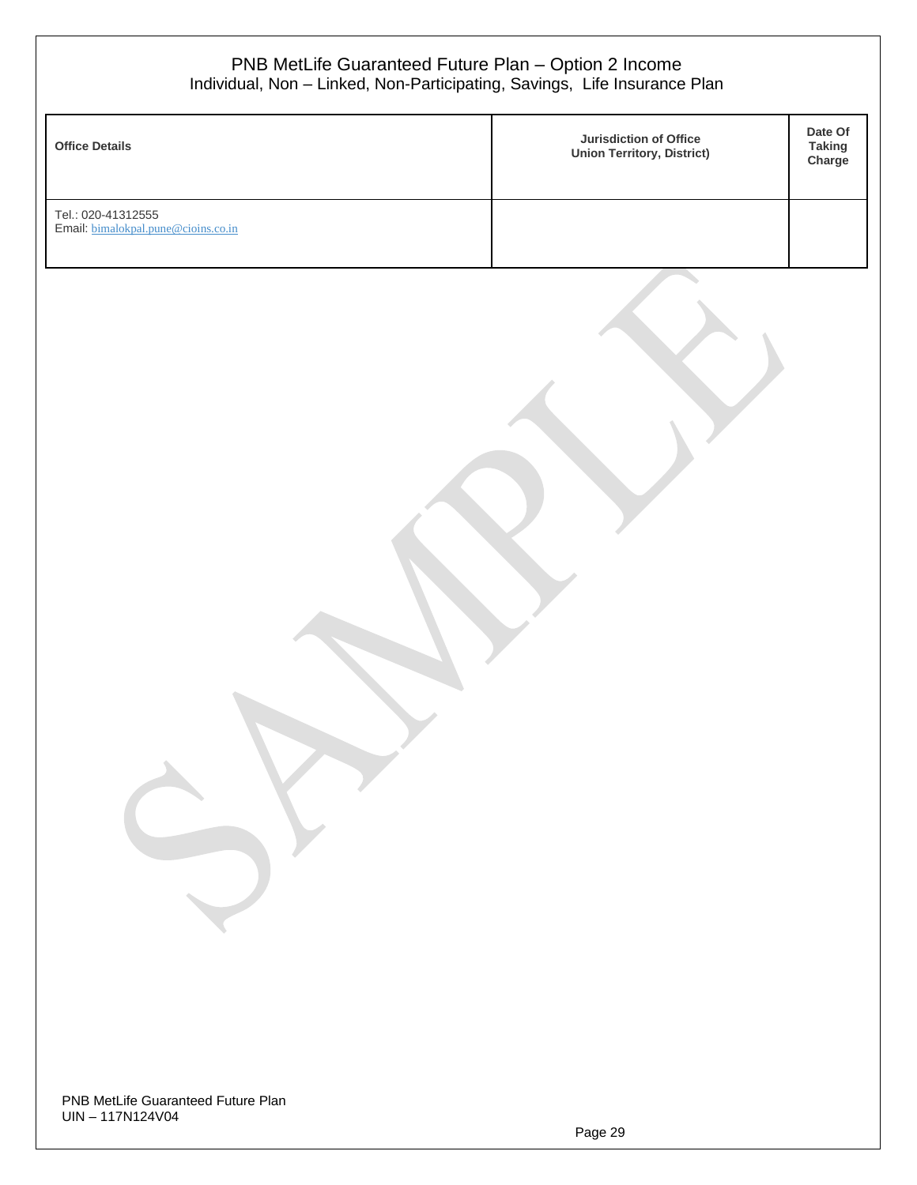| Office Details | Jurisdiction of Office Union Territory, District) | Date Of Taking Charge |
|---|---|---|
| Tel.: 020-41312555<br>Email: bimalokpal.pune@cioins.co.in | | |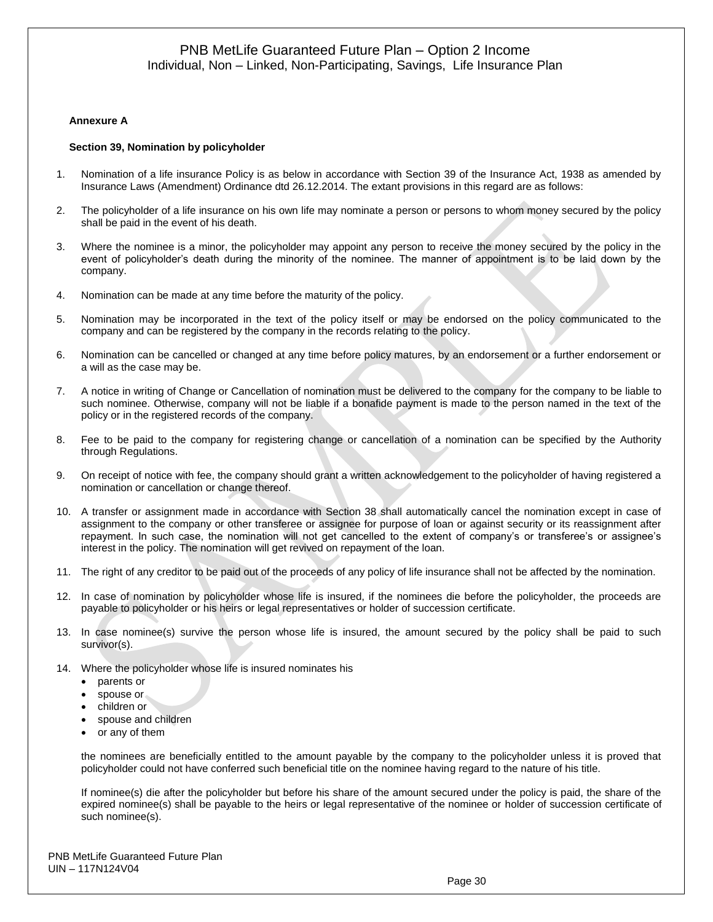**Annexure A**

**Section 39, Nomination by policyholder**

1. Nomination of a life insurance Policy is as below in accordance with Section 39 of the Insurance Act, 1938 as amended by Insurance Laws (Amendment) Ordinance dtd 26.12.2014. The extant provisions in this regard are as follows:

2. The policyholder of a life insurance on his own life may nominate a person or persons to whom money secured by the policy shall be paid in the event of his death.

3. Where the nominee is a minor, the policyholder may appoint any person to receive the money secured by the policy in the event of policyholder's death during the minority of the nominee. The manner of appointment is to be laid down by the company.

4. Nomination can be made at any time before the maturity of the policy.

5. Nomination may be incorporated in the text of the policy itself or may be endorsed on the policy communicated to the company and can be registered by the company in the records relating to the policy.

6. Nomination can be cancelled or changed at any time before policy matures, by an endorsement or a further endorsement or a will as the case may be.

7. A notice in writing of Change or Cancellation of nomination must be delivered to the company for the company to be liable to such nominee. Otherwise, company will not be liable if a bonafide payment is made to the person named in the text of the policy or in the registered records of the company.

8. Fee to be paid to the company for registering change or cancellation of a nomination can be specified by the Authority through Regulations.

9. On receipt of notice with fee, the company should grant a written acknowledgement to the policyholder of having registered a nomination or cancellation or change thereof.

10. A transfer or assignment made in accordance with Section 38 shall automatically cancel the nomination except in case of assignment to the company or other transferee or assignee for purpose of loan or against security or its reassignment after repayment. In such case, the nomination will not get cancelled to the extent of company's or transferee's or assignee's interest in the policy. The nomination will get revived on repayment of the loan.

11. The right of any creditor to be paid out of the proceeds of any policy of life insurance shall not be affected by the nomination.

12. In case of nomination by policyholder whose life is insured, if the nominees die before the policyholder, the proceeds are payable to policyholder or his heirs or legal representatives or holder of succession certificate.

13. In case nominee(s) survive the person whose life is insured, the amount secured by the policy shall be paid to such survivor(s).

14. Where the policyholder whose life is insured nominates his
    - parents or
    - spouse or
    - children or
    - spouse and children
    - or any of them

    the nominees are beneficially entitled to the amount payable by the company to the policyholder unless it is proved that policyholder could not have conferred such beneficial title on the nominee having regard to the nature of his title.

    If nominee(s) die after the policyholder but before his share of the amount secured under the policy is paid, the share of the expired nominee(s) shall be payable to the heirs or legal representative of the nominee or holder of succession certificate of such nominee(s).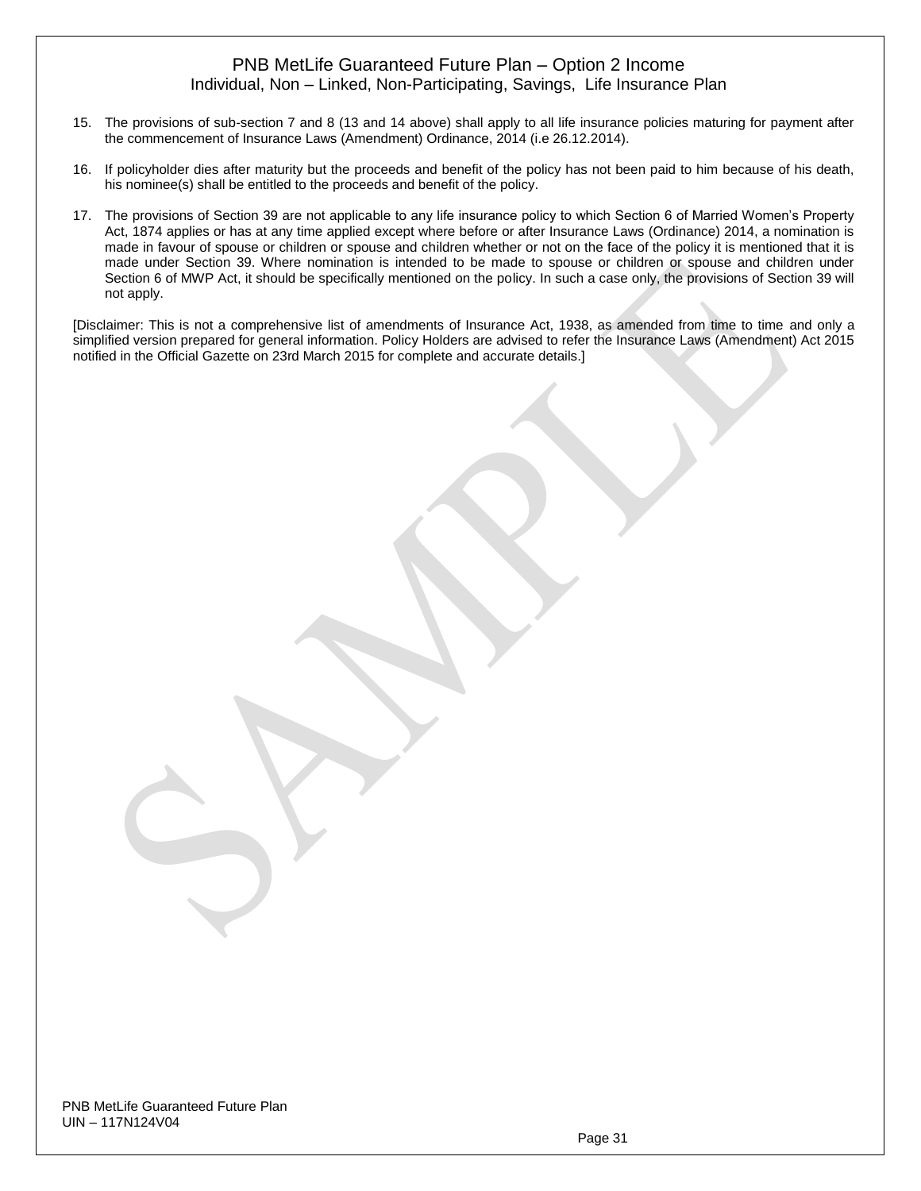15. The provisions of sub-section 7 and 8 (13 and 14 above) shall apply to all life insurance policies maturing for payment after the commencement of Insurance Laws (Amendment) Ordinance, 2014 (i.e 26.12.2014).

16. If policyholder dies after maturity but the proceeds and benefit of the policy has not been paid to him because of his death, his nominee(s) shall be entitled to the proceeds and benefit of the policy.

17. The provisions of Section 39 are not applicable to any life insurance policy to which Section 6 of Married Women's Property Act, 1874 applies or has at any time applied except where before or after Insurance Laws (Ordinance) 2014, a nomination is made in favour of spouse or children or spouse and children whether or not on the face of the policy it is mentioned that it is made under Section 39. Where nomination is intended to be made to spouse or children or spouse and children under Section 6 of MWP Act, it should be specifically mentioned on the policy. In such a case only, the provisions of Section 39 will not apply.

[Disclaimer: This is not a comprehensive list of amendments of Insurance Act, 1938, as amended from time to time and only a simplified version prepared for general information. Policy Holders are advised to refer the Insurance Laws (Amendment) Act 2015 notified in the Official Gazette on 23rd March 2015 for complete and accurate details.]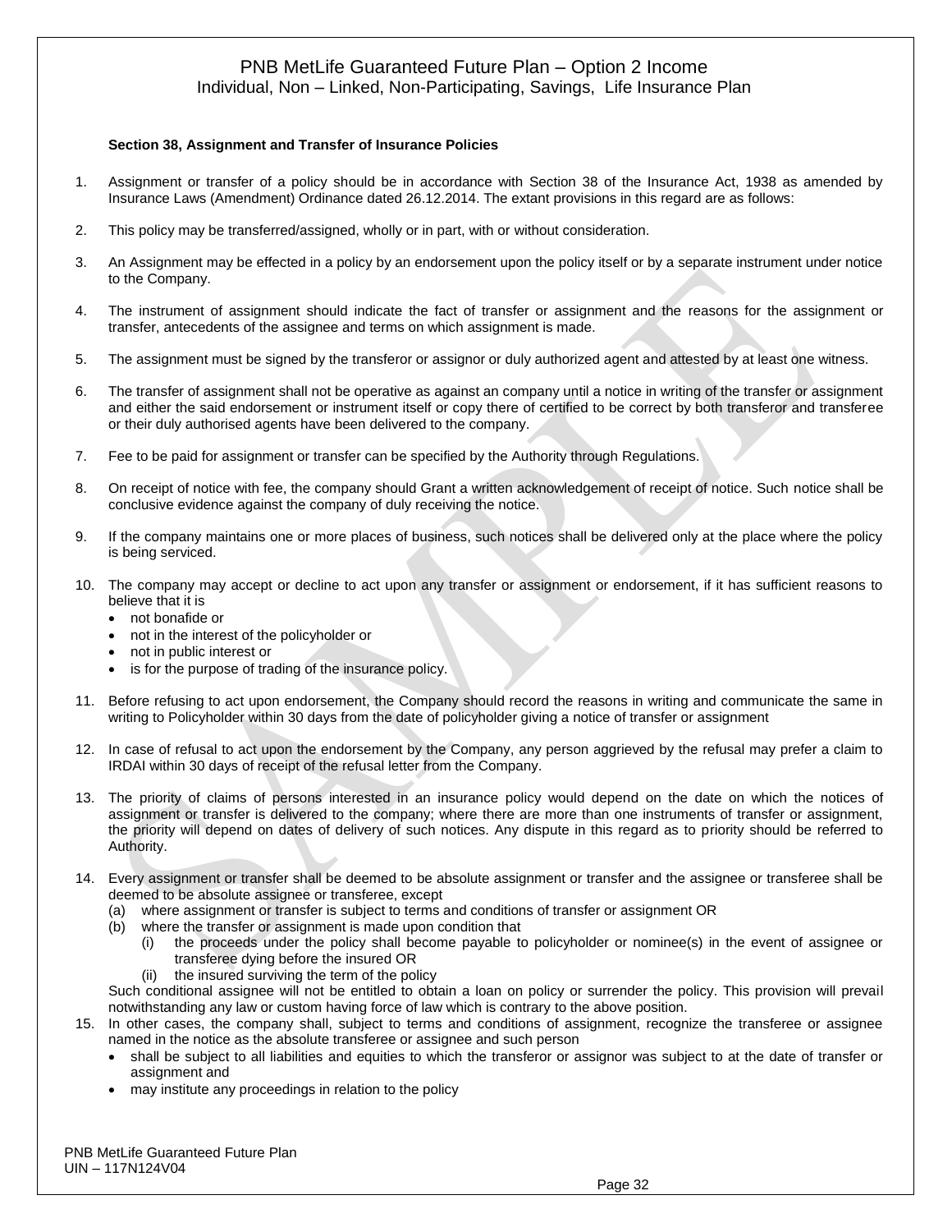**Section 38, Assignment and Transfer of Insurance Policies**

1. Assignment or transfer of a policy should be in accordance with Section 38 of the Insurance Act, 1938 as amended by Insurance Laws (Amendment) Ordinance dated 26.12.2014. The extant provisions in this regard are as follows:

2. This policy may be transferred/assigned, wholly or in part, with or without consideration.

3. An Assignment may be effected in a policy by an endorsement upon the policy itself or by a separate instrument under notice to the Company.

4. The instrument of assignment should indicate the fact of transfer or assignment and the reasons for the assignment or transfer, antecedents of the assignee and terms on which assignment is made.

5. The assignment must be signed by the transferor or assignor or duly authorized agent and attested by at least one witness.

6. The transfer of assignment shall not be operative as against an company until a notice in writing of the transfer or assignment and either the said endorsement or instrument itself or copy there of certified to be correct by both transferor and transferee or their duly authorised agents have been delivered to the company.

7. Fee to be paid for assignment or transfer can be specified by the Authority through Regulations.

8. On receipt of notice with fee, the company should Grant a written acknowledgement of receipt of notice. Such notice shall be conclusive evidence against the company of duly receiving the notice.

9. If the company maintains one or more places of business, such notices shall be delivered only at the place where the policy is being serviced.

10. The company may accept or decline to act upon any transfer or assignment or endorsement, if it has sufficient reasons to believe that it is
    - not bonafide or
    - not in the interest of the policyholder or
    - not in public interest or
    - is for the purpose of trading of the insurance policy.

11. Before refusing to act upon endorsement, the Company should record the reasons in writing and communicate the same in writing to Policyholder within 30 days from the date of policyholder giving a notice of transfer or assignment

12. In case of refusal to act upon the endorsement by the Company, any person aggrieved by the refusal may prefer a claim to IRDAI within 30 days of receipt of the refusal letter from the Company.

13. The priority of claims of persons interested in an insurance policy would depend on the date on which the notices of assignment or transfer is delivered to the company; where there are more than one instruments of transfer or assignment, the priority will depend on dates of delivery of such notices. Any dispute in this regard as to priority should be referred to Authority.

14. Every assignment or transfer shall be deemed to be absolute assignment or transfer and the assignee or transferee shall be deemed to be absolute assignee or transferee, except
    (a) where assignment or transfer is subject to terms and conditions of transfer or assignment OR
    (b) where the transfer or assignment is made upon condition that
        (i) the proceeds under the policy shall become payable to policyholder or nominee(s) in the event of assignee or transferee dying before the insured OR
        (ii) the insured surviving the term of the policy

    Such conditional assignee will not be entitled to obtain a loan on policy or surrender the policy. This provision will prevail notwithstanding any law or custom having force of law which is contrary to the above position.

15. In other cases, the company shall, subject to terms and conditions of assignment, recognize the transferee or assignee named in the notice as the absolute transferee or assignee and such person
    - shall be subject to all liabilities and equities to which the transferor or assignor was subject to at the date of transfer or assignment and
    - may institute any proceedings in relation to the policy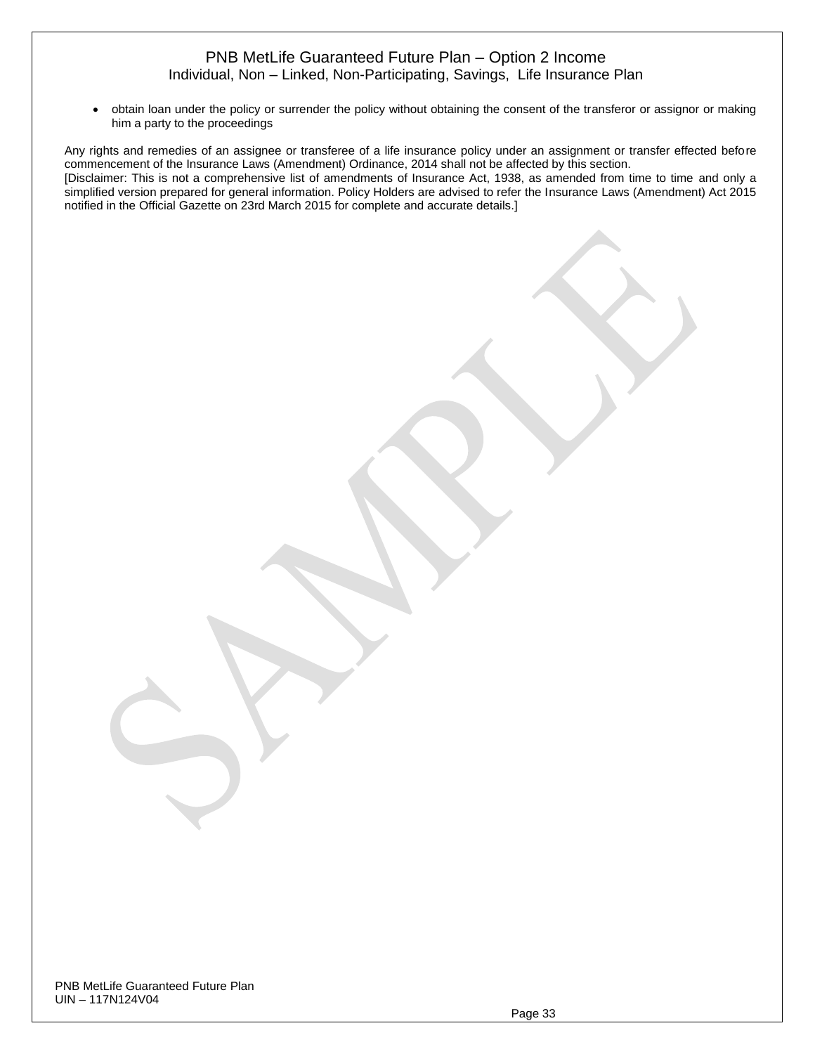- obtain loan under the policy or surrender the policy without obtaining the consent of the transferor or assignor or making him a party to the proceedings

Any rights and remedies of an assignee or transferee of a life insurance policy under an assignment or transfer effected before commencement of the Insurance Laws (Amendment) Ordinance, 2014 shall not be affected by this section.

[Disclaimer: This is not a comprehensive list of amendments of Insurance Act, 1938, as amended from time to time and only a simplified version prepared for general information. Policy Holders are advised to refer the Insurance Laws (Amendment) Act 2015 notified in the Official Gazette on 23rd March 2015 for complete and accurate details.]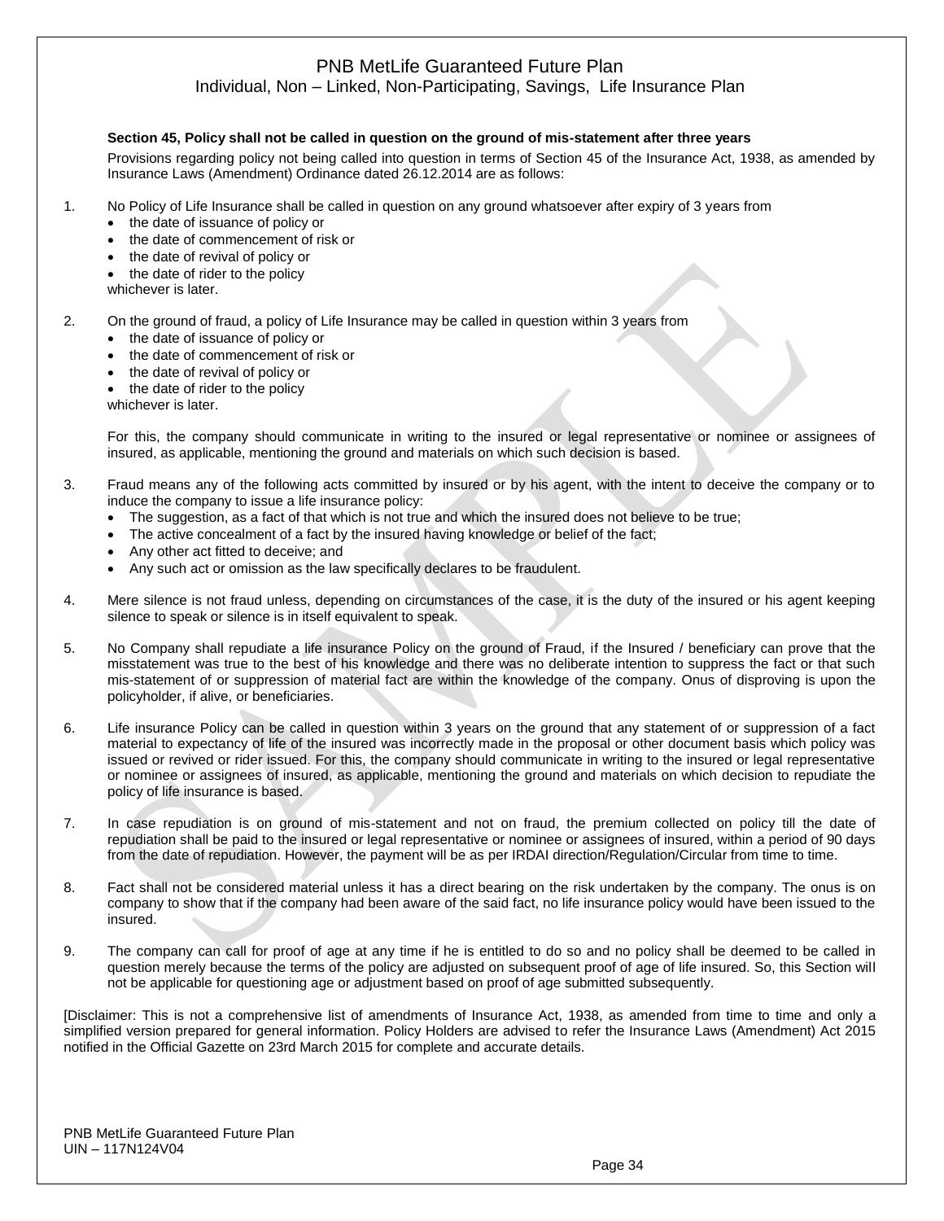**Section 45, Policy shall not be called in question on the ground of mis-statement after three years**

Provisions regarding policy not being called into question in terms of Section 45 of the Insurance Act, 1938, as amended by Insurance Laws (Amendment) Ordinance dated 26.12.2014 are as follows:

1. No Policy of Life Insurance shall be called in question on any ground whatsoever after expiry of 3 years from
   - the date of issuance of policy or
   - the date of commencement of risk or
   - the date of revival of policy or
   - the date of rider to the policy

   whichever is later.

2. On the ground of fraud, a policy of Life Insurance may be called in question within 3 years from
   - the date of issuance of policy or
   - the date of commencement of risk or
   - the date of revival of policy or
   - the date of rider to the policy

   whichever is later.

   For this, the company should communicate in writing to the insured or legal representative or nominee or assignees of insured, as applicable, mentioning the ground and materials on which such decision is based.

3. Fraud means any of the following acts committed by insured or by his agent, with the intent to deceive the company or to induce the company to issue a life insurance policy:
   - The suggestion, as a fact of that which is not true and which the insured does not believe to be true;
   - The active concealment of a fact by the insured having knowledge or belief of the fact;
   - Any other act fitted to deceive; and
   - Any such act or omission as the law specifically declares to be fraudulent.

4. Mere silence is not fraud unless, depending on circumstances of the case, it is the duty of the insured or his agent keeping silence to speak or silence is in itself equivalent to speak.

5. No Company shall repudiate a life insurance Policy on the ground of Fraud, if the Insured / beneficiary can prove that the misstatement was true to the best of his knowledge and there was no deliberate intention to suppress the fact or that such mis-statement of or suppression of material fact are within the knowledge of the company. Onus of disproving is upon the policyholder, if alive, or beneficiaries.

6. Life insurance Policy can be called in question within 3 years on the ground that any statement of or suppression of a fact material to expectancy of life of the insured was incorrectly made in the proposal or other document basis which policy was issued or revived or rider issued. For this, the company should communicate in writing to the insured or legal representative or nominee or assignees of insured, as applicable, mentioning the ground and materials on which decision to repudiate the policy of life insurance is based.

7. In case repudiation is on ground of mis-statement and not on fraud, the premium collected on policy till the date of repudiation shall be paid to the insured or legal representative or nominee or assignees of insured, within a period of 90 days from the date of repudiation. However, the payment will be as per IRDAI direction/Regulation/Circular from time to time.

8. Fact shall not be considered material unless it has a direct bearing on the risk undertaken by the company. The onus is on company to show that if the company had been aware of the said fact, no life insurance policy would have been issued to the insured.

9. The company can call for proof of age at any time if he is entitled to do so and no policy shall be deemed to be called in question merely because the terms of the policy are adjusted on subsequent proof of age of life insured. So, this Section will not be applicable for questioning age or adjustment based on proof of age submitted subsequently.

[Disclaimer: This is not a comprehensive list of amendments of Insurance Act, 1938, as amended from time to time and only a simplified version prepared for general information. Policy Holders are advised to refer the Insurance Laws (Amendment) Act 2015 notified in the Official Gazette on 23rd March 2015 for complete and accurate details.